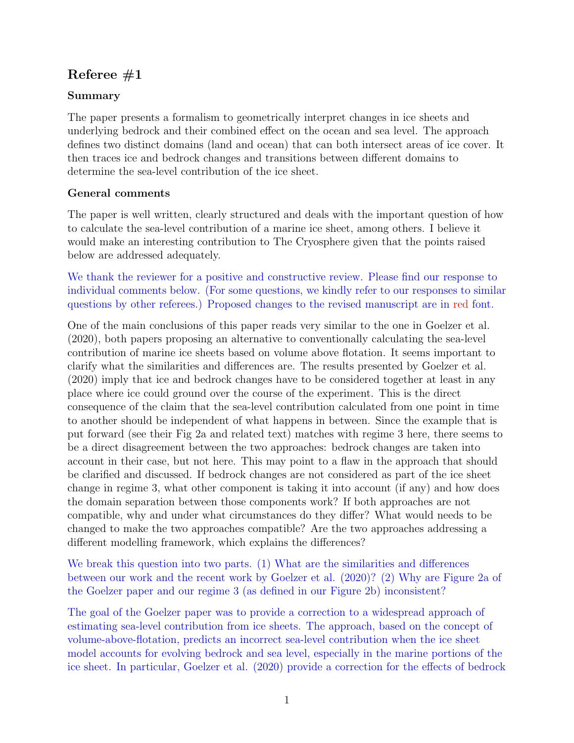## Referee #1

### Summary

The paper presents a formalism to geometrically interpret changes in ice sheets and underlying bedrock and their combined effect on the ocean and sea level. The approach defines two distinct domains (land and ocean) that can both intersect areas of ice cover. It then traces ice and bedrock changes and transitions between different domains to determine the sea-level contribution of the ice sheet.

### General comments

The paper is well written, clearly structured and deals with the important question of how to calculate the sea-level contribution of a marine ice sheet, among others. I believe it would make an interesting contribution to The Cryosphere given that the points raised below are addressed adequately.

We thank the reviewer for a positive and constructive review. Please find our response to individual comments below. (For some questions, we kindly refer to our responses to similar questions by other referees.) Proposed changes to the revised manuscript are in red font.

One of the main conclusions of this paper reads very similar to the one in Goelzer et al. (2020), both papers proposing an alternative to conventionally calculating the sea-level contribution of marine ice sheets based on volume above flotation. It seems important to clarify what the similarities and differences are. The results presented by Goelzer et al. (2020) imply that ice and bedrock changes have to be considered together at least in any place where ice could ground over the course of the experiment. This is the direct consequence of the claim that the sea-level contribution calculated from one point in time to another should be independent of what happens in between. Since the example that is put forward (see their Fig 2a and related text) matches with regime 3 here, there seems to be a direct disagreement between the two approaches: bedrock changes are taken into account in their case, but not here. This may point to a flaw in the approach that should be clarified and discussed. If bedrock changes are not considered as part of the ice sheet change in regime 3, what other component is taking it into account (if any) and how does the domain separation between those components work? If both approaches are not compatible, why and under what circumstances do they differ? What would needs to be changed to make the two approaches compatible? Are the two approaches addressing a different modelling framework, which explains the differences?

We break this question into two parts. (1) What are the similarities and differences between our work and the recent work by Goelzer et al. (2020)? (2) Why are Figure 2a of the Goelzer paper and our regime 3 (as defined in our Figure 2b) inconsistent?

The goal of the Goelzer paper was to provide a correction to a widespread approach of estimating sea-level contribution from ice sheets. The approach, based on the concept of volume-above-flotation, predicts an incorrect sea-level contribution when the ice sheet model accounts for evolving bedrock and sea level, especially in the marine portions of the ice sheet. In particular, Goelzer et al. (2020) provide a correction for the effects of bedrock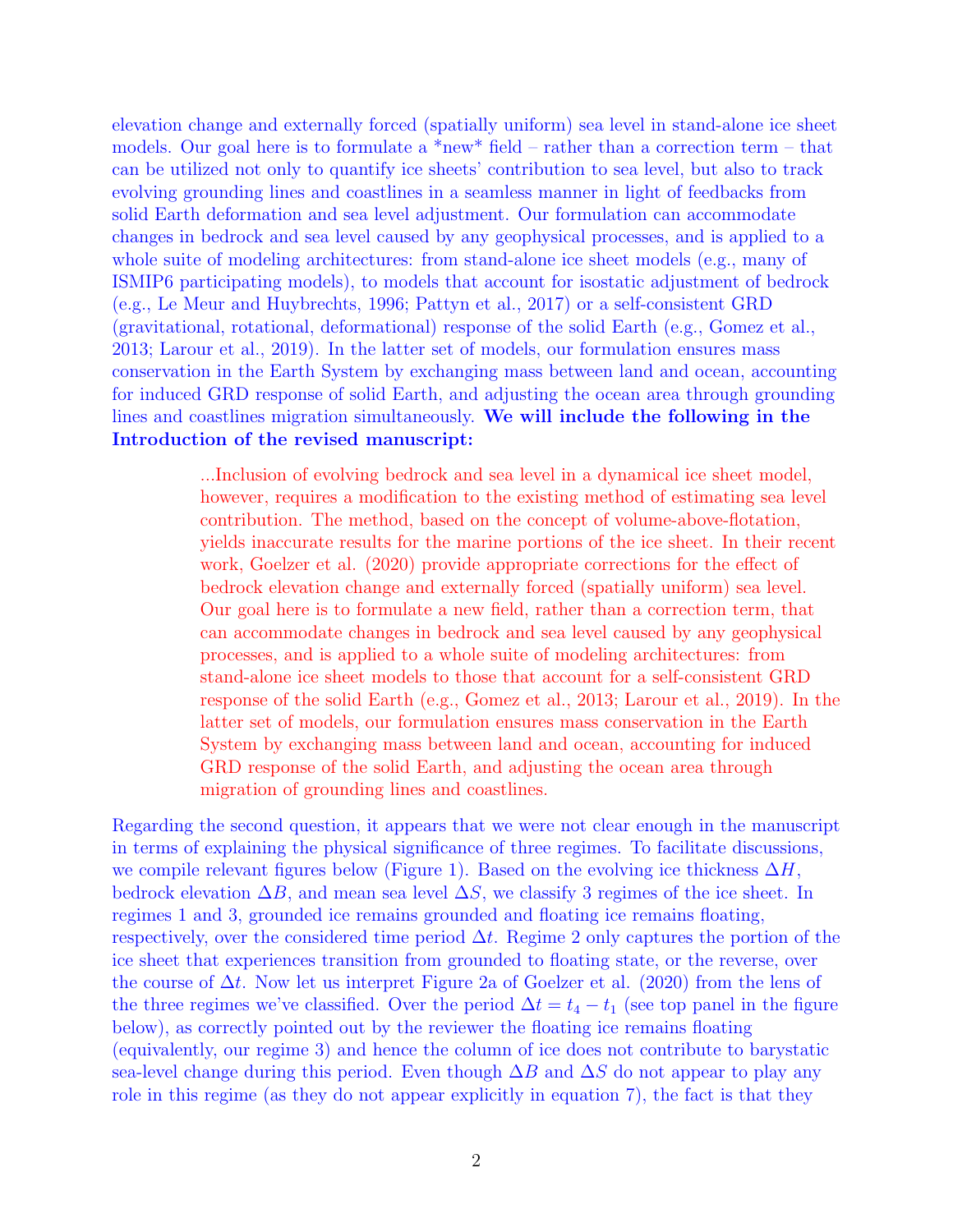elevation change and externally forced (spatially uniform) sea level in stand-alone ice sheet models. Our goal here is to formulate a *new* field – rather than a correction term – that can be utilized not only to quantify ice sheets' contribution to sea level, but also to track evolving grounding lines and coastlines in a seamless manner in light of feedbacks from solid Earth deformation and sea level adjustment. Our formulation can accommodate changes in bedrock and sea level caused by any geophysical processes, and is applied to a whole suite of modeling architectures: from stand-alone ice sheet models (e.g., many of ISMIP6 participating models), to models that account for isostatic adjustment of bedrock (e.g., Le Meur and Huybrechts, 1996; Pattyn et al., 2017) or a self-consistent GRD (gravitational, rotational, deformational) response of the solid Earth (e.g., Gomez et al., 2013; Larour et al., 2019). In the latter set of models, our formulation ensures mass conservation in the Earth System by exchanging mass between land and ocean, accounting for induced GRD response of solid Earth, and adjusting the ocean area through grounding lines and coastlines migration simultaneously. **We will include the following in the Introduction of the revised manuscript:**

> ...Inclusion of evolving bedrock and sea level in a dynamical ice sheet model, however, requires a modification to the existing method of estimating sea level contribution. The method, based on the concept of volume-above-flotation, yields inaccurate results for the marine portions of the ice sheet. In their recent work, Goelzer et al. (2020) provide appropriate corrections for the effect of bedrock elevation change and externally forced (spatially uniform) sea level. Our goal here is to formulate a new field, rather than a correction term, that can accommodate changes in bedrock and sea level caused by any geophysical processes, and is applied to a whole suite of modeling architectures: from stand-alone ice sheet models to those that account for a self-consistent GRD response of the solid Earth (e.g., Gomez et al., 2013; Larour et al., 2019). In the latter set of models, our formulation ensures mass conservation in the Earth System by exchanging mass between land and ocean, accounting for induced GRD response of the solid Earth, and adjusting the ocean area through migration of grounding lines and coastlines.

Regarding the second question, it appears that we were not clear enough in the manuscript in terms of explaining the physical significance of three regimes. To facilitate discussions, we compile relevant figures below (Figure 1). Based on the evolving ice thickness $\Delta H$, bedrock elevation $\Delta B$, and mean sea level $\Delta S$, we classify 3 regimes of the ice sheet. In regimes 1 and 3, grounded ice remains grounded and floating ice remains floating, respectively, over the considered time period $\Delta t$. Regime 2 only captures the portion of the ice sheet that experiences transition from grounded to floating state, or the reverse, over the course of $\Delta t$. Now let us interpret Figure 2a of Goelzer et al. (2020) from the lens of the three regimes we've classified. Over the period $\Delta t = t_4 - t_1$ (see top panel in the figure below), as correctly pointed out by the reviewer the floating ice remains floating (equivalently, our regime 3) and hence the column of ice does not contribute to barystatic sea-level change during this period. Even though $\Delta B$ and $\Delta S$ do not appear to play any role in this regime (as they do not appear explicitly in equation 7), the fact is that they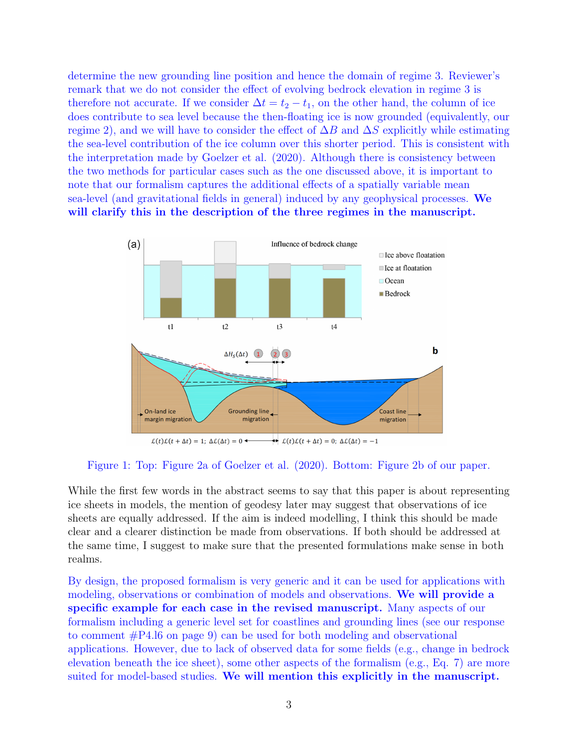determine the new grounding line position and hence the domain of regime 3. Reviewer's remark that we do not consider the effect of evolving bedrock elevation in regime 3 is therefore not accurate. If we consider $\Delta t = t_2 - t_1$, on the other hand, the column of ice does contribute to sea level because the then-floating ice is now grounded (equivalently, our regime 2), and we will have to consider the effect of $\Delta B$ and $\Delta S$ explicitly while estimating the sea-level contribution of the ice column over this shorter period. This is consistent with the interpretation made by Goelzer et al. (2020). Although there is consistency between the two methods for particular cases such as the one discussed above, it is important to note that our formalism captures the additional effects of a spatially variable mean sea-level (and gravitational fields in general) induced by any geophysical processes. **We will clarify this in the description of the three regimes in the manuscript.**

Figure 1: Top: Figure 2a of Goelzer et al. (2020). Bottom: Figure 2b of our paper.

While the first few words in the abstract seems to say that this paper is about representing ice sheets in models, the mention of geodesy later may suggest that observations of ice sheets are equally addressed. If the aim is indeed modelling, I think this should be made clear and a clearer distinction be made from observations. If both should be addressed at the same time, I suggest to make sure that the presented formulations make sense in both realms.

By design, the proposed formalism is very generic and it can be used for applications with modeling, observations or combination of models and observations. **We will provide a specific example for each case in the revised manuscript.** Many aspects of our formalism including a generic level set for coastlines and grounding lines (see our response to comment #P4.l6 on page 9) can be used for both modeling and observational applications. However, due to lack of observed data for some fields (e.g., change in bedrock elevation beneath the ice sheet), some other aspects of the formalism (e.g., Eq. 7) are more suited for model-based studies. **We will mention this explicitly in the manuscript.**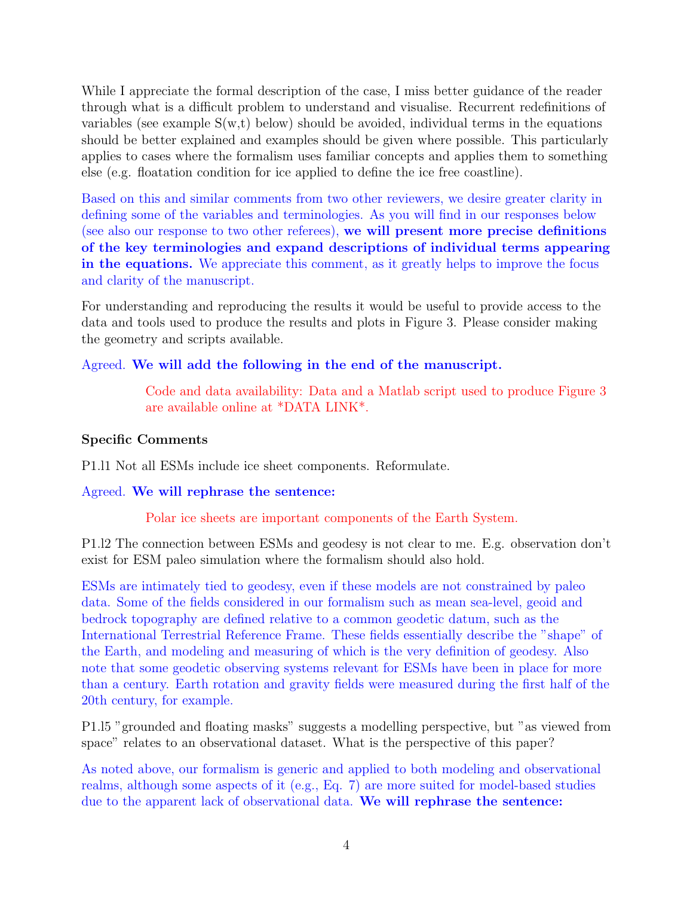While I appreciate the formal description of the case, I miss better guidance of the reader through what is a difficult problem to understand and visualise. Recurrent redefinitions of variables (see example S(w,t) below) should be avoided, individual terms in the equations should be better explained and examples should be given where possible. This particularly applies to cases where the formalism uses familiar concepts and applies them to something else (e.g. floatation condition for ice applied to define the ice free coastline).

Based on this and similar comments from two other reviewers, we desire greater clarity in defining some of the variables and terminologies. As you will find in our responses below (see also our response to two other referees), **we will present more precise definitions of the key terminologies and expand descriptions of individual terms appearing in the equations.** We appreciate this comment, as it greatly helps to improve the focus and clarity of the manuscript.

For understanding and reproducing the results it would be useful to provide access to the data and tools used to produce the results and plots in Figure 3. Please consider making the geometry and scripts available.

Agreed. **We will add the following in the end of the manuscript.**

> Code and data availability: Data and a Matlab script used to produce Figure 3 are available online at *DATA LINK*.

**Specific Comments**

P1.l1 Not all ESMs include ice sheet components. Reformulate.

Agreed. **We will rephrase the sentence:**

> Polar ice sheets are important components of the Earth System.

P1.l2 The connection between ESMs and geodesy is not clear to me. E.g. observation don't exist for ESM paleo simulation where the formalism should also hold.

ESMs are intimately tied to geodesy, even if these models are not constrained by paleo data. Some of the fields considered in our formalism such as mean sea-level, geoid and bedrock topography are defined relative to a common geodetic datum, such as the International Terrestrial Reference Frame. These fields essentially describe the "shape" of the Earth, and modeling and measuring of which is the very definition of geodesy. Also note that some geodetic observing systems relevant for ESMs have been in place for more than a century. Earth rotation and gravity fields were measured during the first half of the 20th century, for example.

P1.l5 "grounded and floating masks" suggests a modelling perspective, but "as viewed from space" relates to an observational dataset. What is the perspective of this paper?

As noted above, our formalism is generic and applied to both modeling and observational realms, although some aspects of it (e.g., Eq. 7) are more suited for model-based studies due to the apparent lack of observational data. **We will rephrase the sentence:**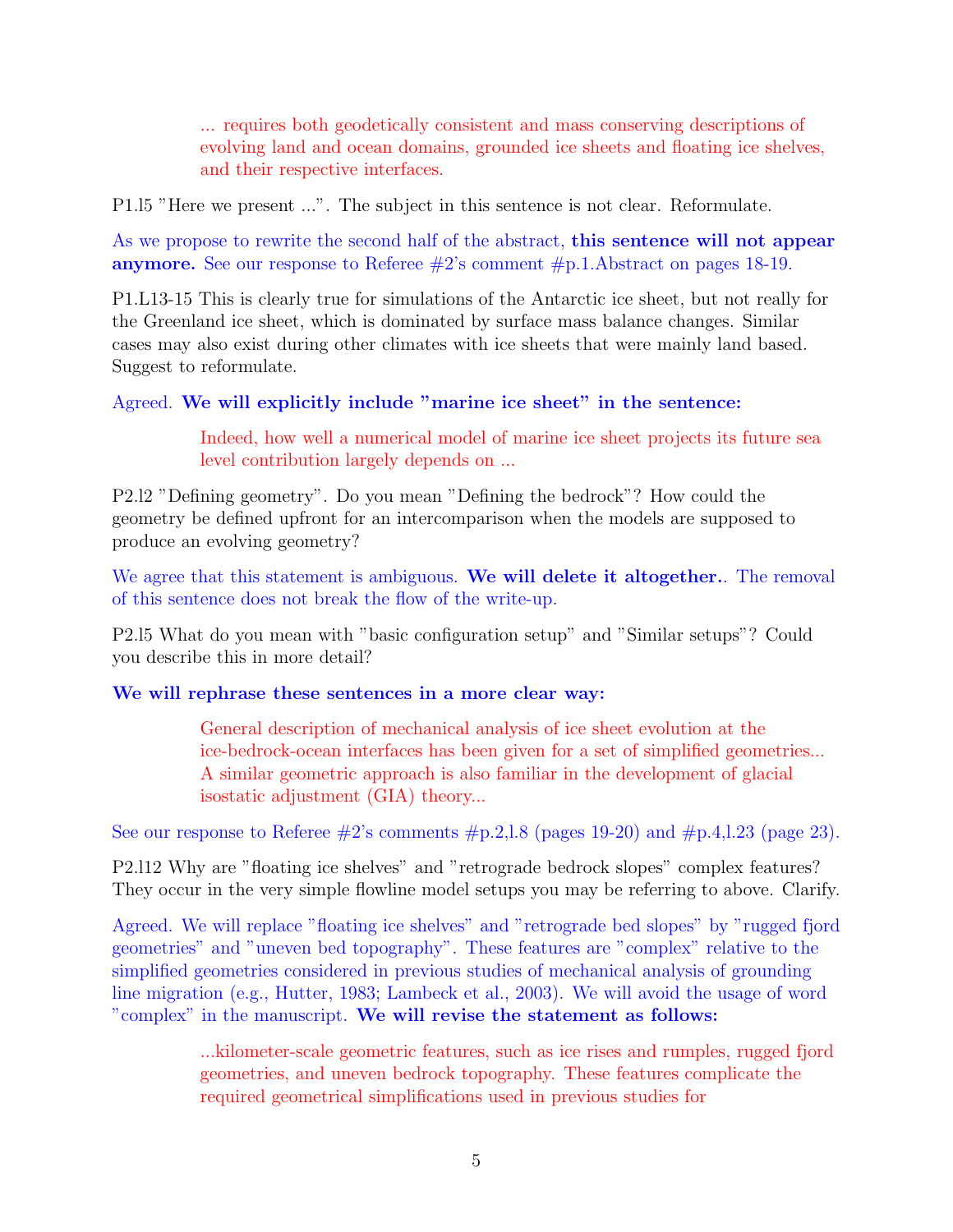> ... requires both geodetically consistent and mass conserving descriptions of evolving land and ocean domains, grounded ice sheets and floating ice shelves, and their respective interfaces.

P1.l5 "Here we present ...". The subject in this sentence is not clear. Reformulate.

As we propose to rewrite the second half of the abstract, **this sentence will not appear anymore.** See our response to Referee #2's comment #p.1.Abstract on pages 18-19.

P1.L13-15 This is clearly true for simulations of the Antarctic ice sheet, but not really for the Greenland ice sheet, which is dominated by surface mass balance changes. Similar cases may also exist during other climates with ice sheets that were mainly land based. Suggest to reformulate.

Agreed. **We will explicitly include "marine ice sheet" in the sentence:**

> Indeed, how well a numerical model of marine ice sheet projects its future sea level contribution largely depends on ...

P2.l2 "Defining geometry". Do you mean "Defining the bedrock"? How could the geometry be defined upfront for an intercomparison when the models are supposed to produce an evolving geometry?

We agree that this statement is ambiguous. **We will delete it altogether.**. The removal of this sentence does not break the flow of the write-up.

P2.l5 What do you mean with "basic configuration setup" and "Similar setups"? Could you describe this in more detail?

**We will rephrase these sentences in a more clear way:**

> General description of mechanical analysis of ice sheet evolution at the ice-bedrock-ocean interfaces has been given for a set of simplified geometries... A similar geometric approach is also familiar in the development of glacial isostatic adjustment (GIA) theory...

See our response to Referee #2's comments #p.2,l.8 (pages 19-20) and #p.4,l.23 (page 23).

P2.l12 Why are "floating ice shelves" and "retrograde bedrock slopes" complex features? They occur in the very simple flowline model setups you may be referring to above. Clarify.

Agreed. We will replace "floating ice shelves" and "retrograde bed slopes" by "rugged fjord geometries" and "uneven bed topography". These features are "complex" relative to the simplified geometries considered in previous studies of mechanical analysis of grounding line migration (e.g., Hutter, 1983; Lambeck et al., 2003). We will avoid the usage of word "complex" in the manuscript. **We will revise the statement as follows:**

> ...kilometer-scale geometric features, such as ice rises and rumples, rugged fjord geometries, and uneven bedrock topography. These features complicate the required geometrical simplifications used in previous studies for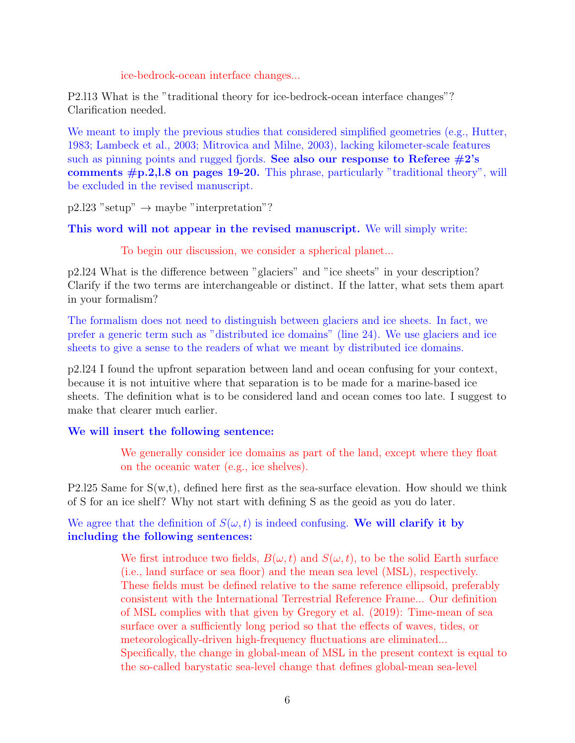> ice-bedrock-ocean interface changes...

P2.l13 What is the "traditional theory for ice-bedrock-ocean interface changes"? Clarification needed.

We meant to imply the previous studies that considered simplified geometries (e.g., Hutter, 1983; Lambeck et al., 2003; Mitrovica and Milne, 2003), lacking kilometer-scale features such as pinning points and rugged fjords. **See also our response to Referee #2's comments #p.2,l.8 on pages 19-20.** This phrase, particularly "traditional theory", will be excluded in the revised manuscript.

p2.l23 "setup" → maybe "interpretation"?

**This word will not appear in the revised manuscript.** We will simply write:

> To begin our discussion, we consider a spherical planet...

p2.l24 What is the difference between "glaciers" and "ice sheets" in your description? Clarify if the two terms are interchangeable or distinct. If the latter, what sets them apart in your formalism?

The formalism does not need to distinguish between glaciers and ice sheets. In fact, we prefer a generic term such as "distributed ice domains" (line 24). We use glaciers and ice sheets to give a sense to the readers of what we meant by distributed ice domains.

p2.l24 I found the upfront separation between land and ocean confusing for your context, because it is not intuitive where that separation is to be made for a marine-based ice sheets. The definition what is to be considered land and ocean comes too late. I suggest to make that clearer much earlier.

**We will insert the following sentence:**

> We generally consider ice domains as part of the land, except where they float on the oceanic water (e.g., ice shelves).

P2.l25 Same for S(w,t), defined here first as the sea-surface elevation. How should we think of S for an ice shelf? Why not start with defining S as the geoid as you do later.

We agree that the definition of $S(\omega, t)$ is indeed confusing. **We will clarify it by including the following sentences:**

> We first introduce two fields, $B(\omega, t)$ and $S(\omega, t)$, to be the solid Earth surface (i.e., land surface or sea floor) and the mean sea level (MSL), respectively. These fields must be defined relative to the same reference ellipsoid, preferably consistent with the International Terrestrial Reference Frame... Our definition of MSL complies with that given by Gregory et al. (2019): Time-mean of sea surface over a sufficiently long period so that the effects of waves, tides, or meteorologically-driven high-frequency fluctuations are eliminated... Specifically, the change in global-mean of MSL in the present context is equal to the so-called barystatic sea-level change that defines global-mean sea-level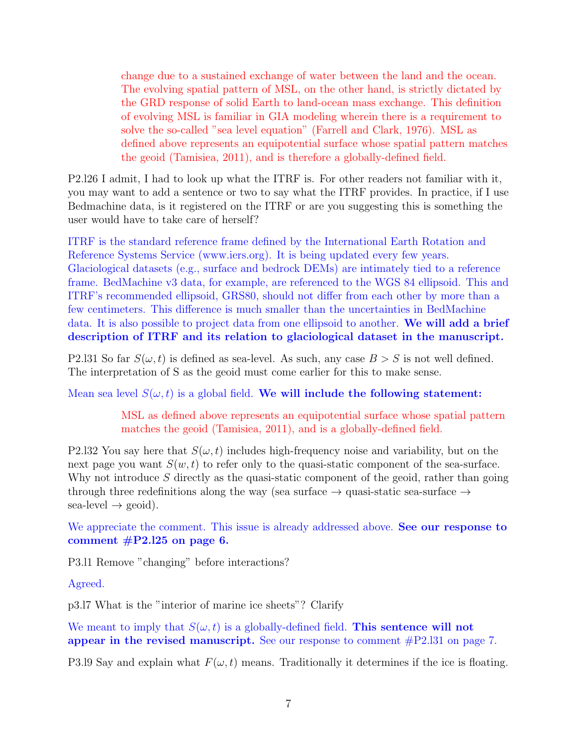change due to a sustained exchange of water between the land and the ocean. The evolving spatial pattern of MSL, on the other hand, is strictly dictated by the GRD response of solid Earth to land-ocean mass exchange. This definition of evolving MSL is familiar in GIA modeling wherein there is a requirement to solve the so-called "sea level equation" (Farrell and Clark, 1976). MSL as defined above represents an equipotential surface whose spatial pattern matches the geoid (Tamisiea, 2011), and is therefore a globally-defined field.

P2.l26 I admit, I had to look up what the ITRF is. For other readers not familiar with it, you may want to add a sentence or two to say what the ITRF provides. In practice, if I use Bedmachine data, is it registered on the ITRF or are you suggesting this is something the user would have to take care of herself?

ITRF is the standard reference frame defined by the International Earth Rotation and Reference Systems Service (www.iers.org). It is being updated every few years. Glaciological datasets (e.g., surface and bedrock DEMs) are intimately tied to a reference frame. BedMachine v3 data, for example, are referenced to the WGS 84 ellipsoid. This and ITRF's recommended ellipsoid, GRS80, should not differ from each other by more than a few centimeters. This difference is much smaller than the uncertainties in BedMachine data. It is also possible to project data from one ellipsoid to another. **We will add a brief description of ITRF and its relation to glaciological dataset in the manuscript.**

P2.l31 So far $S(\omega, t)$ is defined as sea-level. As such, any case $B > S$ is not well defined. The interpretation of S as the geoid must come earlier for this to make sense.

Mean sea level $S(\omega, t)$ is a global field. **We will include the following statement:**

> MSL as defined above represents an equipotential surface whose spatial pattern matches the geoid (Tamisiea, 2011), and is a globally-defined field.

P2.l32 You say here that $S(\omega, t)$ includes high-frequency noise and variability, but on the next page you want $S(w, t)$ to refer only to the quasi-static component of the sea-surface. Why not introduce $S$ directly as the quasi-static component of the geoid, rather than going through three redefinitions along the way (sea surface → quasi-static sea-surface → sea-level → geoid).

We appreciate the comment. This issue is already addressed above. **See our response to comment #P2.l25 on page 6.**

P3.l1 Remove "changing" before interactions?

Agreed.

p3.l7 What is the "interior of marine ice sheets"? Clarify

We meant to imply that $S(\omega, t)$ is a globally-defined field. **This sentence will not appear in the revised manuscript.** See our response to comment #P2.l31 on page 7.

P3.l9 Say and explain what $F(\omega, t)$ means. Traditionally it determines if the ice is floating.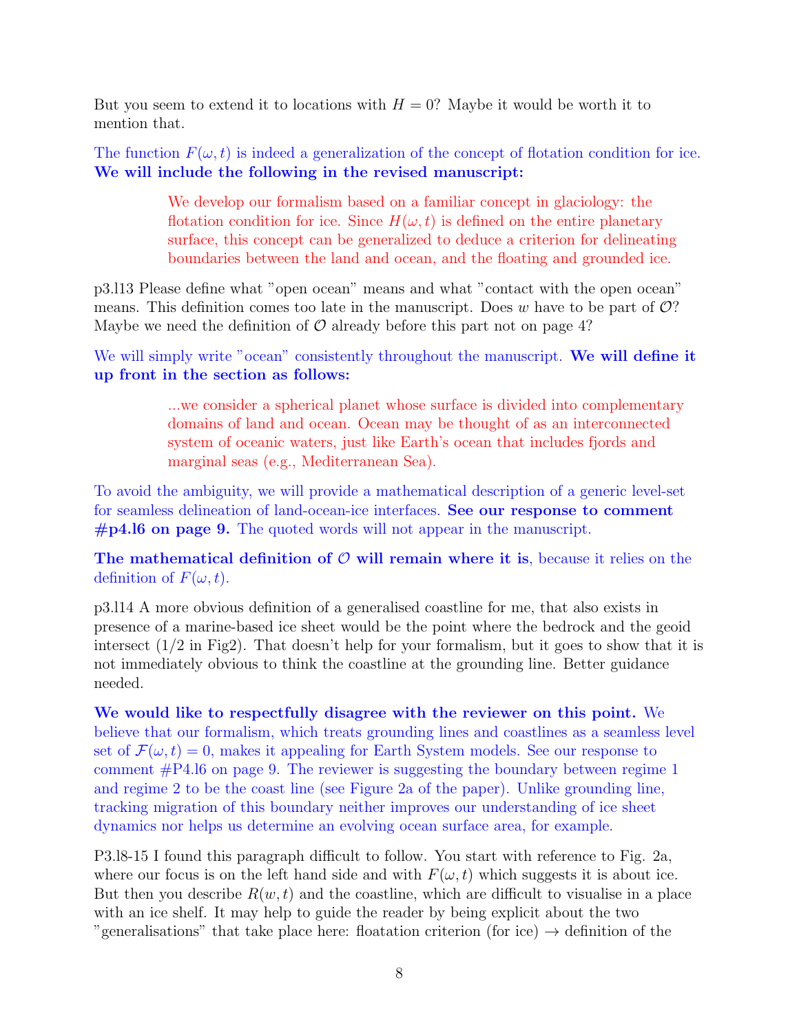But you seem to extend it to locations with $H = 0$? Maybe it would be worth it to mention that.

The function $F(\omega, t)$ is indeed a generalization of the concept of flotation condition for ice. **We will include the following in the revised manuscript:**

> We develop our formalism based on a familiar concept in glaciology: the flotation condition for ice. Since $H(\omega, t)$ is defined on the entire planetary surface, this concept can be generalized to deduce a criterion for delineating boundaries between the land and ocean, and the floating and grounded ice.

p3.l13 Please define what "open ocean" means and what "contact with the open ocean" means. This definition comes too late in the manuscript. Does $w$ have to be part of $\mathcal{O}$? Maybe we need the definition of $\mathcal{O}$ already before this part not on page 4?

We will simply write "ocean" consistently throughout the manuscript. **We will define it up front in the section as follows:**

> ...we consider a spherical planet whose surface is divided into complementary domains of land and ocean. Ocean may be thought of as an interconnected system of oceanic waters, just like Earth's ocean that includes fjords and marginal seas (e.g., Mediterranean Sea).

To avoid the ambiguity, we will provide a mathematical description of a generic level-set for seamless delineation of land-ocean-ice interfaces. **See our response to comment #p4.l6 on page 9.** The quoted words will not appear in the manuscript.

**The mathematical definition of $\mathcal{O}$ will remain where it is**, because it relies on the definition of $F(\omega, t)$.

p3.l14 A more obvious definition of a generalised coastline for me, that also exists in presence of a marine-based ice sheet would be the point where the bedrock and the geoid intersect (1/2 in Fig2). That doesn't help for your formalism, but it goes to show that it is not immediately obvious to think the coastline at the grounding line. Better guidance needed.

**We would like to respectfully disagree with the reviewer on this point.** We believe that our formalism, which treats grounding lines and coastlines as a seamless level set of $\mathcal{F}(\omega, t) = 0$, makes it appealing for Earth System models. See our response to comment #P4.l6 on page 9. The reviewer is suggesting the boundary between regime 1 and regime 2 to be the coast line (see Figure 2a of the paper). Unlike grounding line, tracking migration of this boundary neither improves our understanding of ice sheet dynamics nor helps us determine an evolving ocean surface area, for example.

P3.l8-15 I found this paragraph difficult to follow. You start with reference to Fig. 2a, where our focus is on the left hand side and with $F(\omega, t)$ which suggests it is about ice. But then you describe $R(w, t)$ and the coastline, which are difficult to visualise in a place with an ice shelf. It may help to guide the reader by being explicit about the two "generalisations" that take place here: floatation criterion (for ice) → definition of the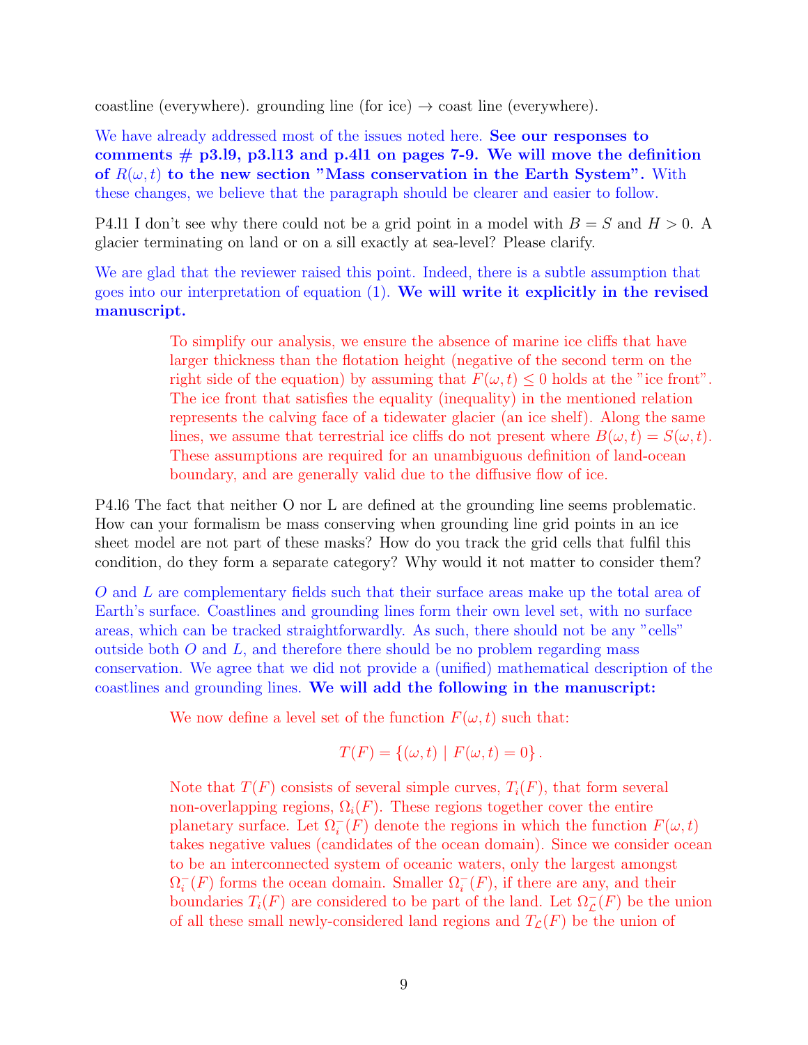coastline (everywhere). grounding line (for ice) → coast line (everywhere).

We have already addressed most of the issues noted here. **See our responses to comments # p3.l9, p3.l13 and p.4l1 on pages 7-9. We will move the definition of $R(\omega, t)$ to the new section "Mass conservation in the Earth System".** With these changes, we believe that the paragraph should be clearer and easier to follow.

P4.l1 I don't see why there could not be a grid point in a model with $B = S$ and $H > 0$. A glacier terminating on land or on a sill exactly at sea-level? Please clarify.

We are glad that the reviewer raised this point. Indeed, there is a subtle assumption that goes into our interpretation of equation (1). **We will write it explicitly in the revised manuscript.**

> To simplify our analysis, we ensure the absence of marine ice cliffs that have larger thickness than the flotation height (negative of the second term on the right side of the equation) by assuming that $F(\omega, t) \leq 0$ holds at the "ice front". The ice front that satisfies the equality (inequality) in the mentioned relation represents the calving face of a tidewater glacier (an ice shelf). Along the same lines, we assume that terrestrial ice cliffs do not present where $B(\omega, t) = S(\omega, t)$. These assumptions are required for an unambiguous definition of land-ocean boundary, and are generally valid due to the diffusive flow of ice.

P4.l6 The fact that neither O nor L are defined at the grounding line seems problematic. How can your formalism be mass conserving when grounding line grid points in an ice sheet model are not part of these masks? How do you track the grid cells that fulfil this condition, do they form a separate category? Why would it not matter to consider them?

$O$ and $L$ are complementary fields such that their surface areas make up the total area of Earth's surface. Coastlines and grounding lines form their own level set, with no surface areas, which can be tracked straightforwardly. As such, there should not be any "cells" outside both $O$ and $L$, and therefore there should be no problem regarding mass conservation. We agree that we did not provide a (unified) mathematical description of the coastlines and grounding lines. **We will add the following in the manuscript:**

> We now define a level set of the function $F(\omega, t)$ such that:
>
> $$T(F) = \{(\omega, t) \mid F(\omega, t) = 0\}.$$
>
> Note that $T(F)$ consists of several simple curves, $T_i(F)$, that form several non-overlapping regions, $\Omega_i(F)$. These regions together cover the entire planetary surface. Let $\Omega_i^-(F)$ denote the regions in which the function $F(\omega, t)$ takes negative values (candidates of the ocean domain). Since we consider ocean to be an interconnected system of oceanic waters, only the largest amongst $\Omega_i^-(F)$ forms the ocean domain. Smaller $\Omega_i^-(F)$, if there are any, and their boundaries $T_i(F)$ are considered to be part of the land. Let $\Omega_{\mathcal{L}}^-(F)$ be the union of all these small newly-considered land regions and $T_{\mathcal{L}}(F)$ be the union of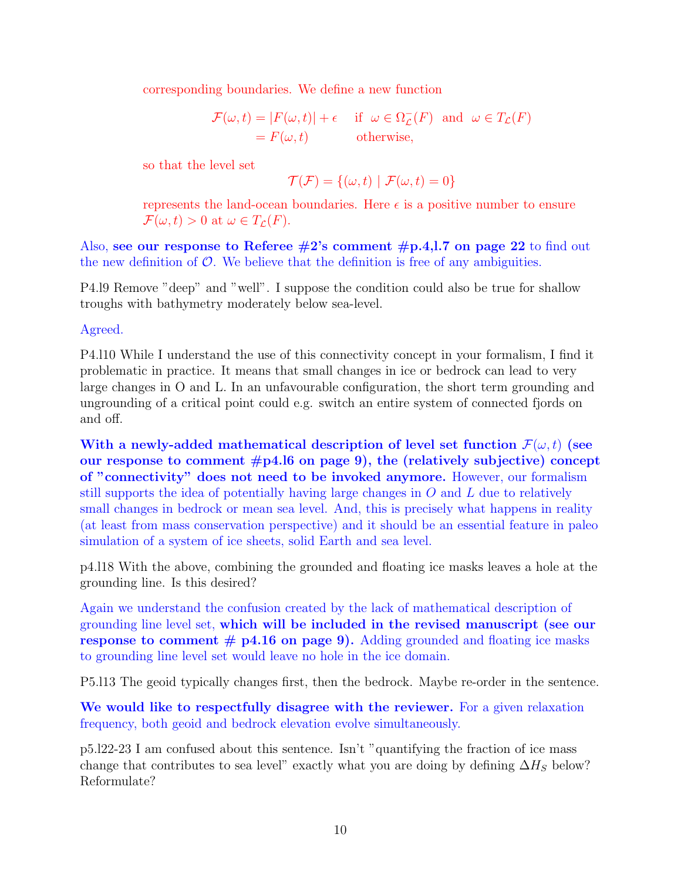corresponding boundaries. We define a new function

$$\mathcal{F}(\omega, t) = |F(\omega, t)| + \epsilon \quad \text{if } \omega \in \Omega^-_{\mathcal{L}}(F) \text{ and } \omega \in T_{\mathcal{L}}(F)$$
$$= F(\omega, t) \quad \text{otherwise,}$$

so that the level set

$$\mathcal{T}(\mathcal{F}) = \{(\omega, t) \mid \mathcal{F}(\omega, t) = 0\}$$

represents the land-ocean boundaries. Here $\epsilon$ is a positive number to ensure $\mathcal{F}(\omega, t) > 0$ at $\omega \in T_{\mathcal{L}}(F)$.

Also, **see our response to Referee #2's comment #p.4,l.7 on page 22** to find out the new definition of $\mathcal{O}$. We believe that the definition is free of any ambiguities.

P4.l9 Remove "deep" and "well". I suppose the condition could also be true for shallow troughs with bathymetry moderately below sea-level.

Agreed.

P4.l10 While I understand the use of this connectivity concept in your formalism, I find it problematic in practice. It means that small changes in ice or bedrock can lead to very large changes in O and L. In an unfavourable configuration, the short term grounding and ungrounding of a critical point could e.g. switch an entire system of connected fjords on and off.

**With a newly-added mathematical description of level set function $\mathcal{F}(\omega, t)$ (see our response to comment #p4.l6 on page 9), the (relatively subjective) concept of "connectivity" does not need to be invoked anymore.** However, our formalism still supports the idea of potentially having large changes in $O$ and $L$ due to relatively small changes in bedrock or mean sea level. And, this is precisely what happens in reality (at least from mass conservation perspective) and it should be an essential feature in paleo simulation of a system of ice sheets, solid Earth and sea level.

p4.l18 With the above, combining the grounded and floating ice masks leaves a hole at the grounding line. Is this desired?

Again we understand the confusion created by the lack of mathematical description of grounding line level set, **which will be included in the revised manuscript (see our response to comment # p4.16 on page 9).** Adding grounded and floating ice masks to grounding line level set would leave no hole in the ice domain.

P5.l13 The geoid typically changes first, then the bedrock. Maybe re-order in the sentence.

**We would like to respectfully disagree with the reviewer.** For a given relaxation frequency, both geoid and bedrock elevation evolve simultaneously.

p5.l22-23 I am confused about this sentence. Isn't "quantifying the fraction of ice mass change that contributes to sea level" exactly what you are doing by defining $\Delta H_S$ below? Reformulate?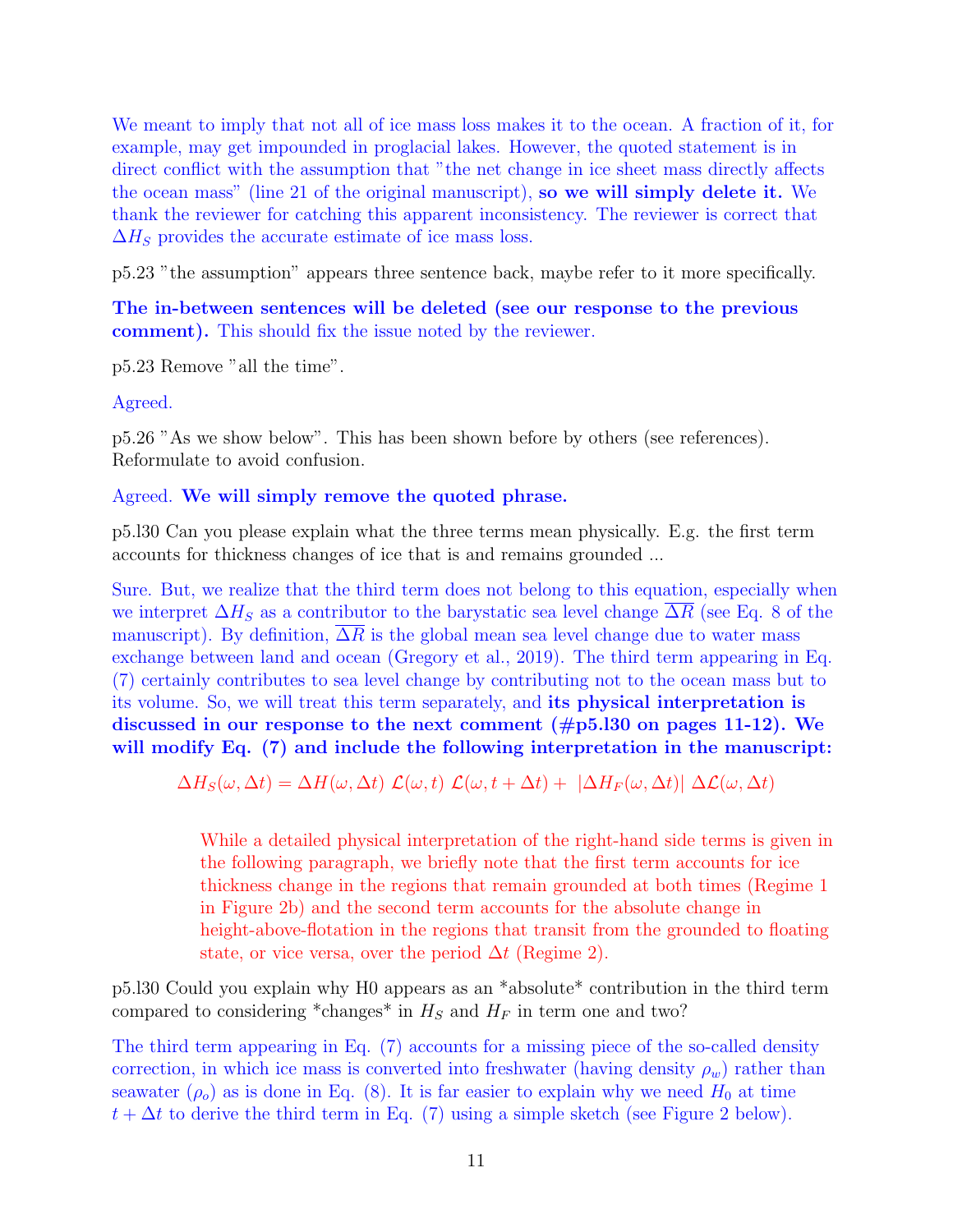We meant to imply that not all of ice mass loss makes it to the ocean. A fraction of it, for example, may get impounded in proglacial lakes. However, the quoted statement is in direct conflict with the assumption that "the net change in ice sheet mass directly affects the ocean mass" (line 21 of the original manuscript), **so we will simply delete it.** We thank the reviewer for catching this apparent inconsistency. The reviewer is correct that $\Delta H_S$ provides the accurate estimate of ice mass loss.

p5.23 "the assumption" appears three sentence back, maybe refer to it more specifically.

**The in-between sentences will be deleted (see our response to the previous comment).** This should fix the issue noted by the reviewer.

p5.23 Remove "all the time".

Agreed.

p5.26 "As we show below". This has been shown before by others (see references). Reformulate to avoid confusion.

Agreed. **We will simply remove the quoted phrase.**

p5.l30 Can you please explain what the three terms mean physically. E.g. the first term accounts for thickness changes of ice that is and remains grounded ...

Sure. But, we realize that the third term does not belong to this equation, especially when we interpret $\Delta H_S$ as a contributor to the barystatic sea level change $\overline{\Delta R}$ (see Eq. 8 of the manuscript). By definition, $\overline{\Delta R}$ is the global mean sea level change due to water mass exchange between land and ocean (Gregory et al., 2019). The third term appearing in Eq. (7) certainly contributes to sea level change by contributing not to the ocean mass but to its volume. So, we will treat this term separately, and **its physical interpretation is discussed in our response to the next comment (#p5.l30 on pages 11-12). We will modify Eq. (7) and include the following interpretation in the manuscript:**

$$\Delta H_S(\omega, \Delta t) = \Delta H(\omega, \Delta t)\ \mathcal{L}(\omega, t)\ \mathcal{L}(\omega, t + \Delta t) + \ |\Delta H_F(\omega, \Delta t)|\ \Delta\mathcal{L}(\omega, \Delta t)$$

While a detailed physical interpretation of the right-hand side terms is given in the following paragraph, we briefly note that the first term accounts for ice thickness change in the regions that remain grounded at both times (Regime 1 in Figure 2b) and the second term accounts for the absolute change in height-above-flotation in the regions that transit from the grounded to floating state, or vice versa, over the period $\Delta t$ (Regime 2).

p5.l30 Could you explain why H0 appears as an *absolute* contribution in the third term compared to considering *changes* in $H_S$ and $H_F$ in term one and two?

The third term appearing in Eq. (7) accounts for a missing piece of the so-called density correction, in which ice mass is converted into freshwater (having density $\rho_w$) rather than seawater ($\rho_o$) as is done in Eq. (8). It is far easier to explain why we need $H_0$ at time $t + \Delta t$ to derive the third term in Eq. (7) using a simple sketch (see Figure 2 below).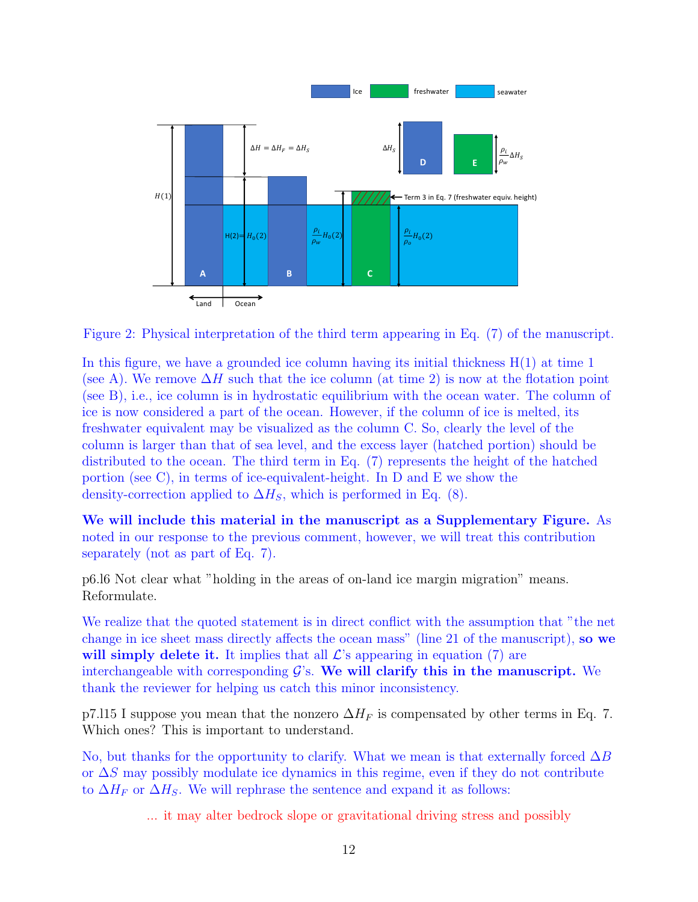Figure 2: Physical interpretation of the third term appearing in Eq. (7) of the manuscript.

In this figure, we have a grounded ice column having its initial thickness H(1) at time 1 (see A). We remove $\Delta H$ such that the ice column (at time 2) is now at the flotation point (see B), i.e., ice column is in hydrostatic equilibrium with the ocean water. The column of ice is now considered a part of the ocean. However, if the column of ice is melted, its freshwater equivalent may be visualized as the column C. So, clearly the level of the column is larger than that of sea level, and the excess layer (hatched portion) should be distributed to the ocean. The third term in Eq. (7) represents the height of the hatched portion (see C), in terms of ice-equivalent-height. In D and E we show the density-correction applied to $\Delta H_S$, which is performed in Eq. (8).

**We will include this material in the manuscript as a Supplementary Figure.** As noted in our response to the previous comment, however, we will treat this contribution separately (not as part of Eq. 7).

p6.l6 Not clear what "holding in the areas of on-land ice margin migration" means. Reformulate.

We realize that the quoted statement is in direct conflict with the assumption that "the net change in ice sheet mass directly affects the ocean mass" (line 21 of the manuscript), **so we will simply delete it.** It implies that all $\mathcal{L}$'s appearing in equation (7) are interchangeable with corresponding $\mathcal{G}$'s. **We will clarify this in the manuscript.** We thank the reviewer for helping us catch this minor inconsistency.

p7.l15 I suppose you mean that the nonzero $\Delta H_F$ is compensated by other terms in Eq. 7. Which ones? This is important to understand.

No, but thanks for the opportunity to clarify. What we mean is that externally forced $\Delta B$ or $\Delta S$ may possibly modulate ice dynamics in this regime, even if they do not contribute to $\Delta H_F$ or $\Delta H_S$. We will rephrase the sentence and expand it as follows:

> ... it may alter bedrock slope or gravitational driving stress and possibly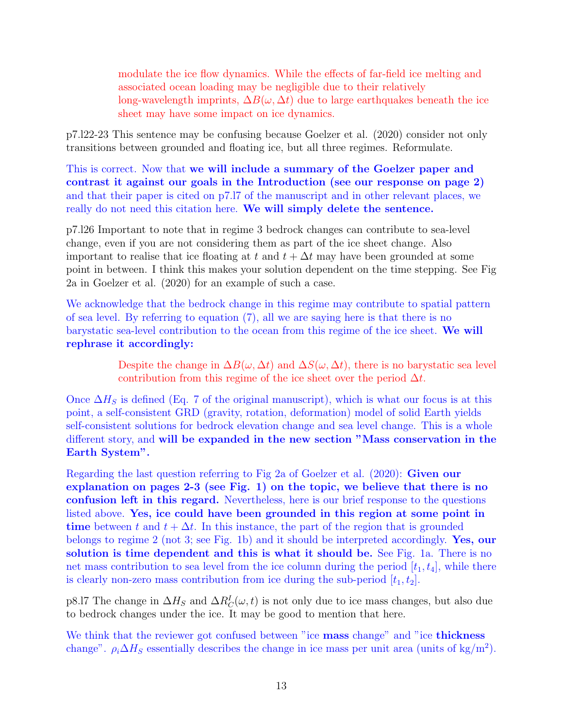modulate the ice flow dynamics. While the effects of far-field ice melting and associated ocean loading may be negligible due to their relatively long-wavelength imprints, $\Delta B(\omega, \Delta t)$ due to large earthquakes beneath the ice sheet may have some impact on ice dynamics.

p7.l22-23 This sentence may be confusing because Goelzer et al. (2020) consider not only transitions between grounded and floating ice, but all three regimes. Reformulate.

This is correct. Now that **we will include a summary of the Goelzer paper and contrast it against our goals in the Introduction (see our response on page 2)** and that their paper is cited on p7.l7 of the manuscript and in other relevant places, we really do not need this citation here. **We will simply delete the sentence.**

p7.l26 Important to note that in regime 3 bedrock changes can contribute to sea-level change, even if you are not considering them as part of the ice sheet change. Also important to realise that ice floating at $t$ and $t + \Delta t$ may have been grounded at some point in between. I think this makes your solution dependent on the time stepping. See Fig 2a in Goelzer et al. (2020) for an example of such a case.

We acknowledge that the bedrock change in this regime may contribute to spatial pattern of sea level. By referring to equation (7), all we are saying here is that there is no barystatic sea-level contribution to the ocean from this regime of the ice sheet. **We will rephrase it accordingly:**

> Despite the change in $\Delta B(\omega, \Delta t)$ and $\Delta S(\omega, \Delta t)$, there is no barystatic sea level contribution from this regime of the ice sheet over the period $\Delta t$.

Once $\Delta H_S$ is defined (Eq. 7 of the original manuscript), which is what our focus is at this point, a self-consistent GRD (gravity, rotation, deformation) model of solid Earth yields self-consistent solutions for bedrock elevation change and sea level change. This is a whole different story, and **will be expanded in the new section "Mass conservation in the Earth System".**

Regarding the last question referring to Fig 2a of Goelzer et al. (2020): **Given our explanation on pages 2-3 (see Fig. 1) on the topic, we believe that there is no confusion left in this regard.** Nevertheless, here is our brief response to the questions listed above. **Yes, ice could have been grounded in this region at some point in time** between $t$ and $t + \Delta t$. In this instance, the part of the region that is grounded belongs to regime 2 (not 3; see Fig. 1b) and it should be interpreted accordingly. **Yes, our solution is time dependent and this is what it should be.** See Fig. 1a. There is no net mass contribution to sea level from the ice column during the period $[t_1, t_4]$, while there is clearly non-zero mass contribution from ice during the sub-period $[t_1, t_2]$.

p8.l7 The change in $\Delta H_S$ and $\Delta R_C^I(\omega, t)$ is not only due to ice mass changes, but also due to bedrock changes under the ice. It may be good to mention that here.

We think that the reviewer got confused between "ice **mass** change" and "ice **thickness** change". $\rho_i \Delta H_S$ essentially describes the change in ice mass per unit area (units of kg/m$^2$).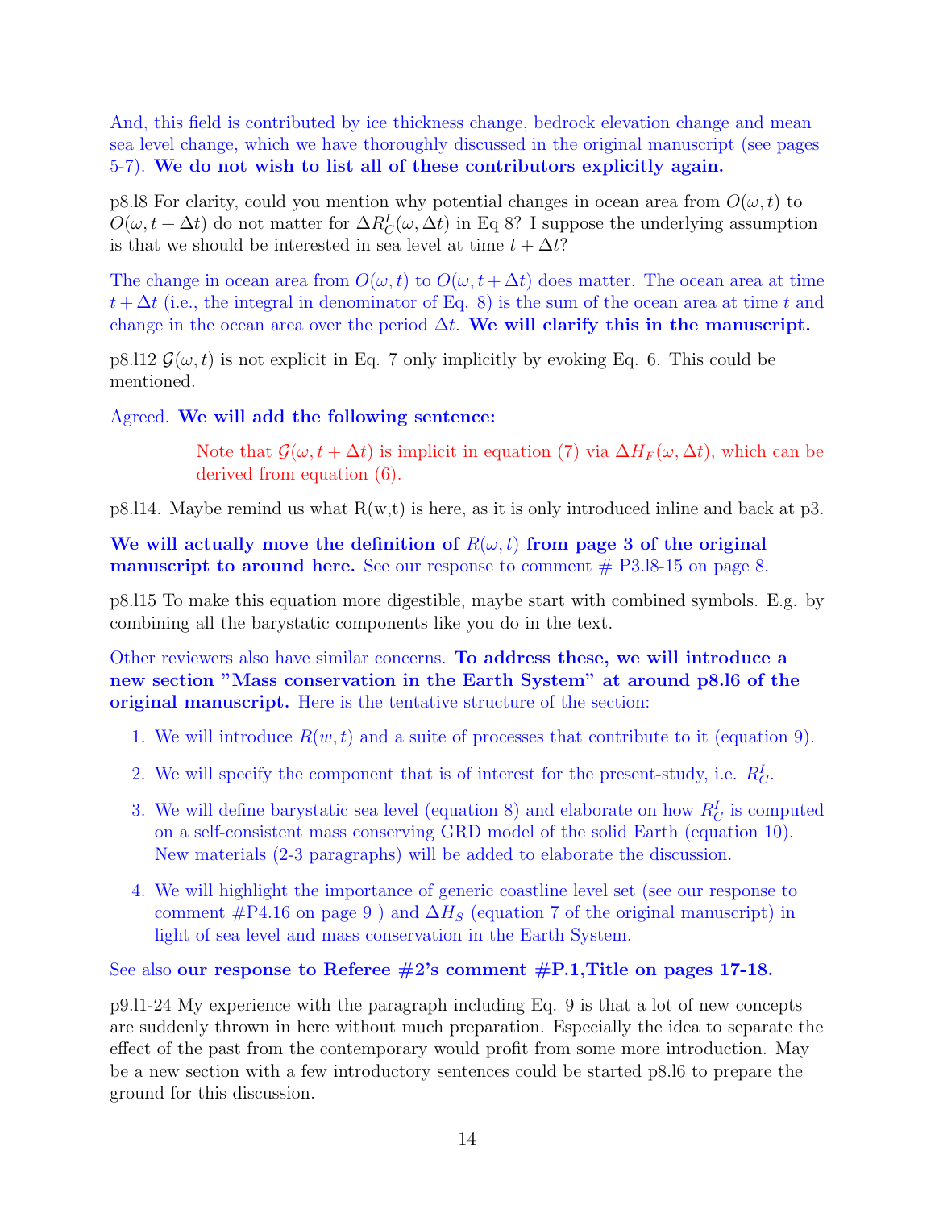And, this field is contributed by ice thickness change, bedrock elevation change and mean sea level change, which we have thoroughly discussed in the original manuscript (see pages 5-7). **We do not wish to list all of these contributors explicitly again.**

p8.l8 For clarity, could you mention why potential changes in ocean area from $O(\omega, t)$ to $O(\omega, t + \Delta t)$ do not matter for $\Delta R_C^I(\omega, \Delta t)$ in Eq 8? I suppose the underlying assumption is that we should be interested in sea level at time $t + \Delta t$?

The change in ocean area from $O(\omega, t)$ to $O(\omega, t + \Delta t)$ does matter. The ocean area at time $t + \Delta t$ (i.e., the integral in denominator of Eq. 8) is the sum of the ocean area at time $t$ and change in the ocean area over the period $\Delta t$. **We will clarify this in the manuscript.**

p8.l12 $\mathcal{G}(\omega, t)$ is not explicit in Eq. 7 only implicitly by evoking Eq. 6. This could be mentioned.

Agreed. **We will add the following sentence:**

> Note that $\mathcal{G}(\omega, t + \Delta t)$ is implicit in equation (7) via $\Delta H_F(\omega, \Delta t)$, which can be derived from equation (6).

p8.l14. Maybe remind us what R(w,t) is here, as it is only introduced inline and back at p3.

**We will actually move the definition of $R(\omega, t)$ from page 3 of the original manuscript to around here.** See our response to comment # P3.l8-15 on page 8.

p8.l15 To make this equation more digestible, maybe start with combined symbols. E.g. by combining all the barystatic components like you do in the text.

Other reviewers also have similar concerns. **To address these, we will introduce a new section "Mass conservation in the Earth System" at around p8.l6 of the original manuscript.** Here is the tentative structure of the section:

1. We will introduce $R(w, t)$ and a suite of processes that contribute to it (equation 9).
2. We will specify the component that is of interest for the present-study, i.e. $R_C^I$.
3. We will define barystatic sea level (equation 8) and elaborate on how $R_C^I$ is computed on a self-consistent mass conserving GRD model of the solid Earth (equation 10). New materials (2-3 paragraphs) will be added to elaborate the discussion.
4. We will highlight the importance of generic coastline level set (see our response to comment #P4.16 on page 9 ) and $\Delta H_S$ (equation 7 of the original manuscript) in light of sea level and mass conservation in the Earth System.

See also **our response to Referee #2's comment #P.1,Title on pages 17-18.**

p9.l1-24 My experience with the paragraph including Eq. 9 is that a lot of new concepts are suddenly thrown in here without much preparation. Especially the idea to separate the effect of the past from the contemporary would profit from some more introduction. May be a new section with a few introductory sentences could be started p8.l6 to prepare the ground for this discussion.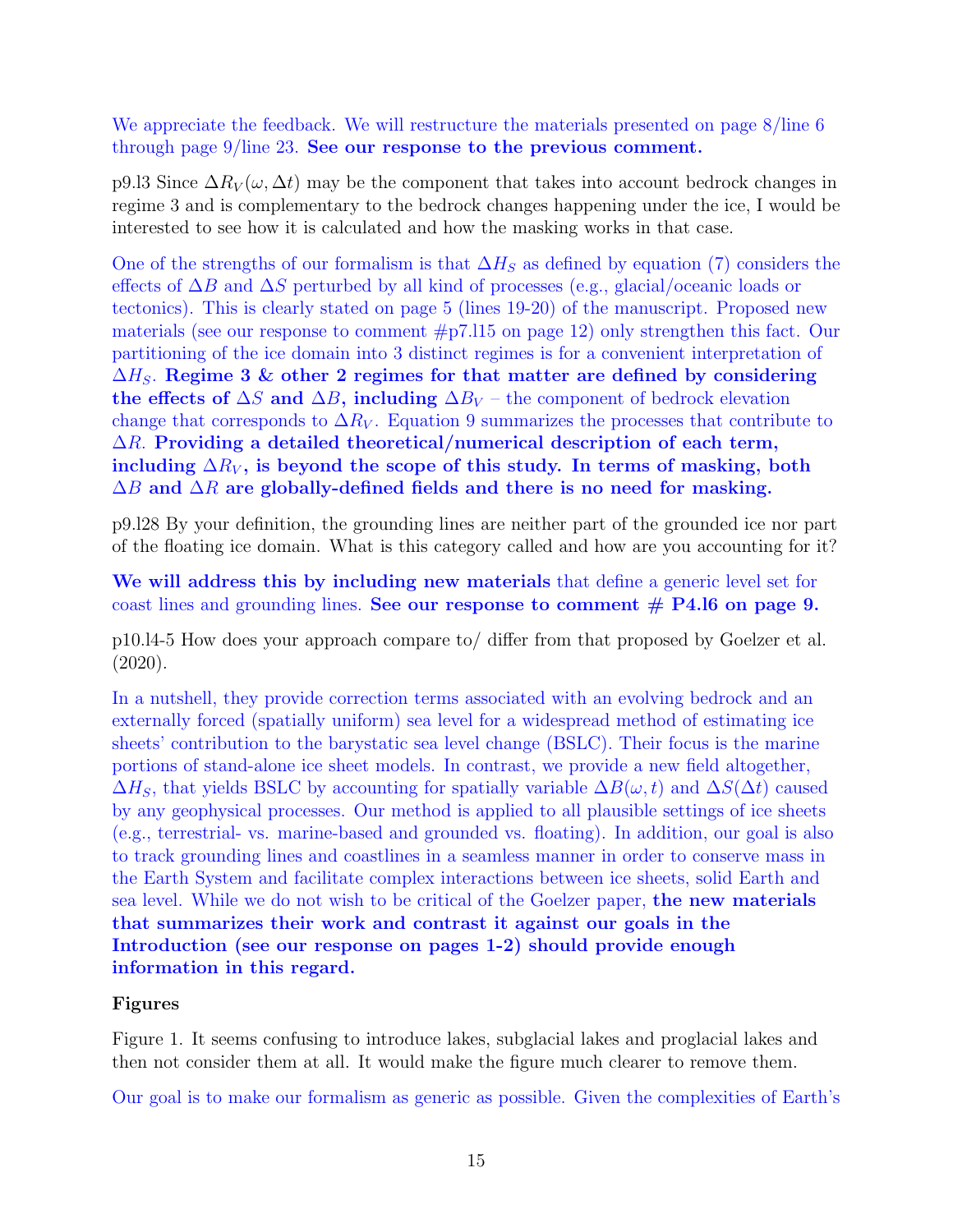We appreciate the feedback. We will restructure the materials presented on page 8/line 6 through page 9/line 23. **See our response to the previous comment.**

p9.l3 Since $\Delta R_V(\omega, \Delta t)$ may be the component that takes into account bedrock changes in regime 3 and is complementary to the bedrock changes happening under the ice, I would be interested to see how it is calculated and how the masking works in that case.

One of the strengths of our formalism is that $\Delta H_S$ as defined by equation (7) considers the effects of $\Delta B$ and $\Delta S$ perturbed by all kind of processes (e.g., glacial/oceanic loads or tectonics). This is clearly stated on page 5 (lines 19-20) of the manuscript. Proposed new materials (see our response to comment #p7.l15 on page 12) only strengthen this fact. Our partitioning of the ice domain into 3 distinct regimes is for a convenient interpretation of $\Delta H_S$. **Regime 3 & other 2 regimes for that matter are defined by considering the effects of $\Delta S$ and $\Delta B$, including $\Delta B_V$** – the component of bedrock elevation change that corresponds to $\Delta R_V$. Equation 9 summarizes the processes that contribute to $\Delta R$. **Providing a detailed theoretical/numerical description of each term, including $\Delta R_V$, is beyond the scope of this study. In terms of masking, both $\Delta B$ and $\Delta R$ are globally-defined fields and there is no need for masking.**

p9.l28 By your definition, the grounding lines are neither part of the grounded ice nor part of the floating ice domain. What is this category called and how are you accounting for it?

**We will address this by including new materials** that define a generic level set for coast lines and grounding lines. **See our response to comment # P4.l6 on page 9.**

p10.l4-5 How does your approach compare to/ differ from that proposed by Goelzer et al. (2020).

In a nutshell, they provide correction terms associated with an evolving bedrock and an externally forced (spatially uniform) sea level for a widespread method of estimating ice sheets' contribution to the barystatic sea level change (BSLC). Their focus is the marine portions of stand-alone ice sheet models. In contrast, we provide a new field altogether, $\Delta H_S$, that yields BSLC by accounting for spatially variable $\Delta B(\omega, t)$ and $\Delta S(\Delta t)$ caused by any geophysical processes. Our method is applied to all plausible settings of ice sheets (e.g., terrestrial- vs. marine-based and grounded vs. floating). In addition, our goal is also to track grounding lines and coastlines in a seamless manner in order to conserve mass in the Earth System and facilitate complex interactions between ice sheets, solid Earth and sea level. While we do not wish to be critical of the Goelzer paper, **the new materials that summarizes their work and contrast it against our goals in the Introduction (see our response on pages 1-2) should provide enough information in this regard.**

**Figures**

Figure 1. It seems confusing to introduce lakes, subglacial lakes and proglacial lakes and then not consider them at all. It would make the figure much clearer to remove them.

Our goal is to make our formalism as generic as possible. Given the complexities of Earth's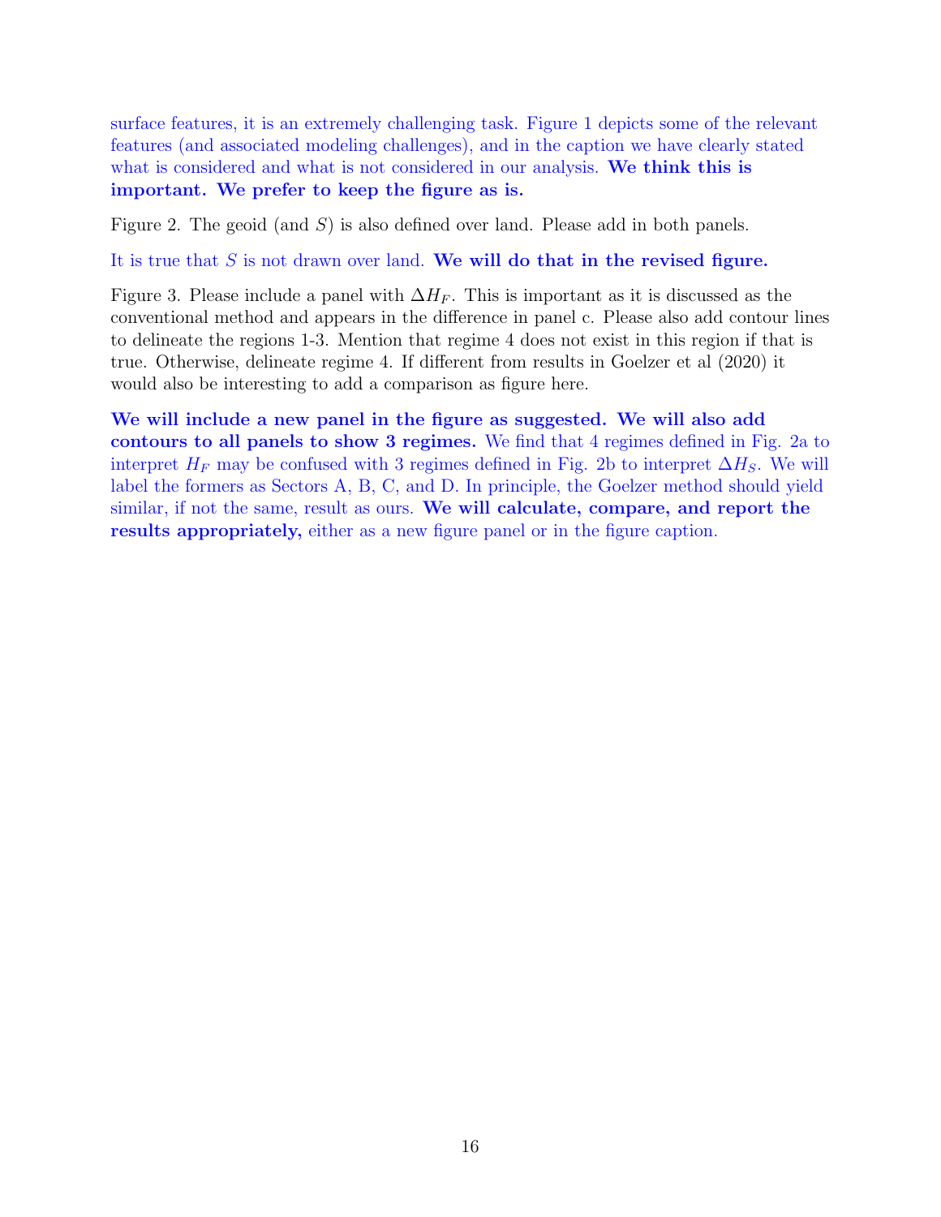surface features, it is an extremely challenging task. Figure 1 depicts some of the relevant features (and associated modeling challenges), and in the caption we have clearly stated what is considered and what is not considered in our analysis. **We think this is important. We prefer to keep the figure as is.**

Figure 2. The geoid (and $S$) is also defined over land. Please add in both panels.

It is true that $S$ is not drawn over land. **We will do that in the revised figure.**

Figure 3. Please include a panel with $\Delta H_F$. This is important as it is discussed as the conventional method and appears in the difference in panel c. Please also add contour lines to delineate the regions 1-3. Mention that regime 4 does not exist in this region if that is true. Otherwise, delineate regime 4. If different from results in Goelzer et al (2020) it would also be interesting to add a comparison as figure here.

**We will include a new panel in the figure as suggested. We will also add contours to all panels to show 3 regimes.** We find that 4 regimes defined in Fig. 2a to interpret $H_F$ may be confused with 3 regimes defined in Fig. 2b to interpret $\Delta H_S$. We will label the formers as Sectors A, B, C, and D. In principle, the Goelzer method should yield similar, if not the same, result as ours. **We will calculate, compare, and report the results appropriately,** either as a new figure panel or in the figure caption.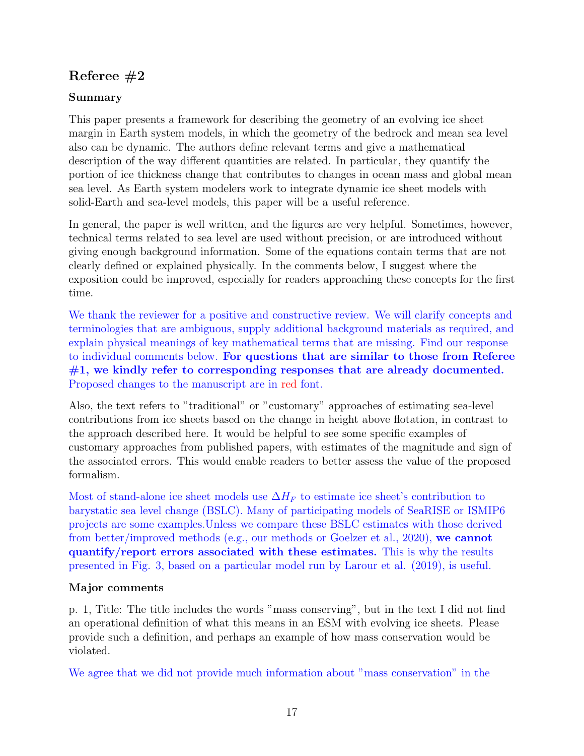## Referee #2

### Summary

This paper presents a framework for describing the geometry of an evolving ice sheet margin in Earth system models, in which the geometry of the bedrock and mean sea level also can be dynamic. The authors define relevant terms and give a mathematical description of the way different quantities are related. In particular, they quantify the portion of ice thickness change that contributes to changes in ocean mass and global mean sea level. As Earth system modelers work to integrate dynamic ice sheet models with solid-Earth and sea-level models, this paper will be a useful reference.

In general, the paper is well written, and the figures are very helpful. Sometimes, however, technical terms related to sea level are used without precision, or are introduced without giving enough background information. Some of the equations contain terms that are not clearly defined or explained physically. In the comments below, I suggest where the exposition could be improved, especially for readers approaching these concepts for the first time.

We thank the reviewer for a positive and constructive review. We will clarify concepts and terminologies that are ambiguous, supply additional background materials as required, and explain physical meanings of key mathematical terms that are missing. Find our response to individual comments below. **For questions that are similar to those from Referee #1, we kindly refer to corresponding responses that are already documented.** Proposed changes to the manuscript are in red font.

Also, the text refers to "traditional" or "customary" approaches of estimating sea-level contributions from ice sheets based on the change in height above flotation, in contrast to the approach described here. It would be helpful to see some specific examples of customary approaches from published papers, with estimates of the magnitude and sign of the associated errors. This would enable readers to better assess the value of the proposed formalism.

Most of stand-alone ice sheet models use $\Delta H_F$ to estimate ice sheet's contribution to barystatic sea level change (BSLC). Many of participating models of SeaRISE or ISMIP6 projects are some examples.Unless we compare these BSLC estimates with those derived from better/improved methods (e.g., our methods or Goelzer et al., 2020), **we cannot quantify/report errors associated with these estimates.** This is why the results presented in Fig. 3, based on a particular model run by Larour et al. (2019), is useful.

### Major comments

p. 1, Title: The title includes the words "mass conserving", but in the text I did not find an operational definition of what this means in an ESM with evolving ice sheets. Please provide such a definition, and perhaps an example of how mass conservation would be violated.

We agree that we did not provide much information about "mass conservation" in the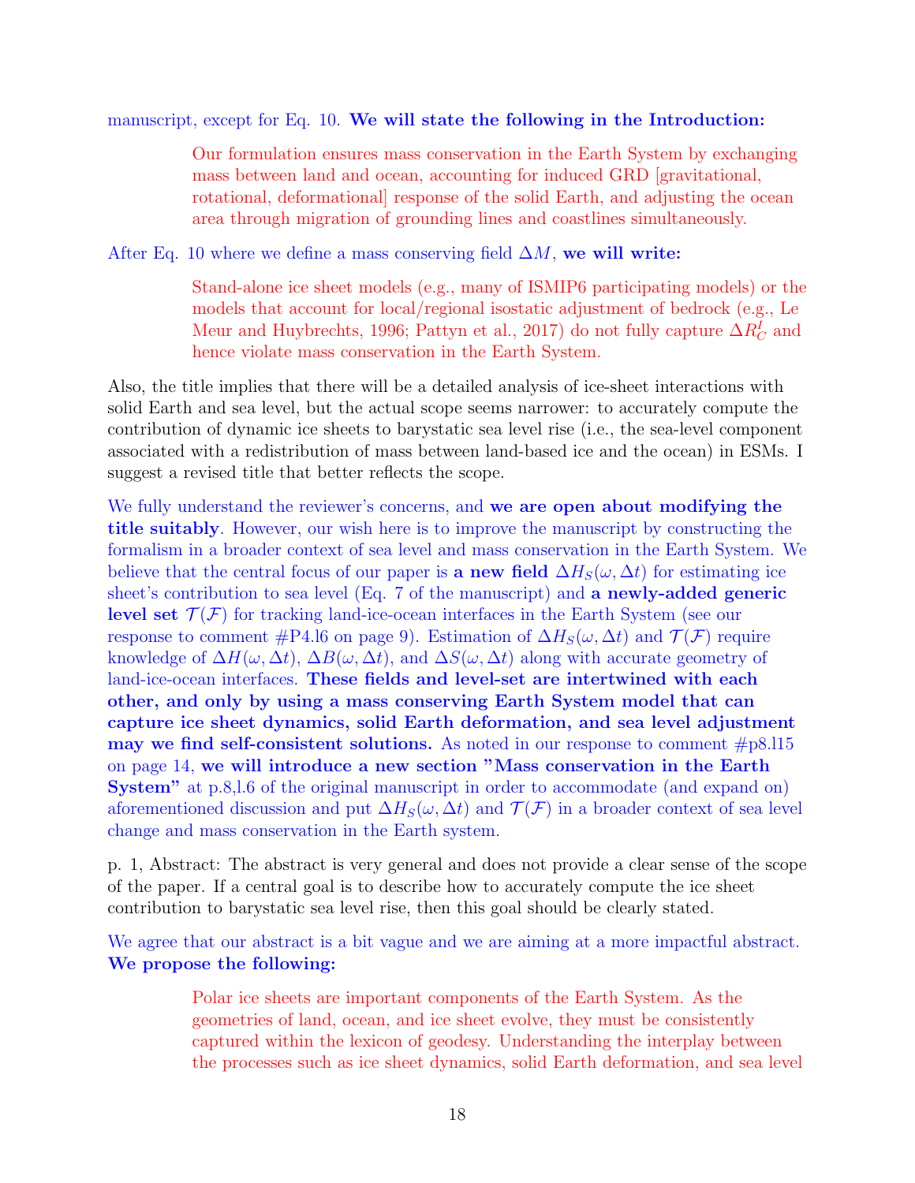manuscript, except for Eq. 10. **We will state the following in the Introduction:**

> Our formulation ensures mass conservation in the Earth System by exchanging mass between land and ocean, accounting for induced GRD [gravitational, rotational, deformational] response of the solid Earth, and adjusting the ocean area through migration of grounding lines and coastlines simultaneously.

After Eq. 10 where we define a mass conserving field $\Delta M$, **we will write:**

> Stand-alone ice sheet models (e.g., many of ISMIP6 participating models) or the models that account for local/regional isostatic adjustment of bedrock (e.g., Le Meur and Huybrechts, 1996; Pattyn et al., 2017) do not fully capture $\Delta R_C^I$ and hence violate mass conservation in the Earth System.

Also, the title implies that there will be a detailed analysis of ice-sheet interactions with solid Earth and sea level, but the actual scope seems narrower: to accurately compute the contribution of dynamic ice sheets to barystatic sea level rise (i.e., the sea-level component associated with a redistribution of mass between land-based ice and the ocean) in ESMs. I suggest a revised title that better reflects the scope.

We fully understand the reviewer's concerns, and **we are open about modifying the title suitably**. However, our wish here is to improve the manuscript by constructing the formalism in a broader context of sea level and mass conservation in the Earth System. We believe that the central focus of our paper is **a new field** $\Delta H_S(\omega, \Delta t)$ for estimating ice sheet's contribution to sea level (Eq. 7 of the manuscript) and **a newly-added generic level set** $\mathcal{T}(\mathcal{F})$ for tracking land-ice-ocean interfaces in the Earth System (see our response to comment #P4.l6 on page 9). Estimation of $\Delta H_S(\omega, \Delta t)$ and $\mathcal{T}(\mathcal{F})$ require knowledge of $\Delta H(\omega, \Delta t)$, $\Delta B(\omega, \Delta t)$, and $\Delta S(\omega, \Delta t)$ along with accurate geometry of land-ice-ocean interfaces. **These fields and level-set are intertwined with each other, and only by using a mass conserving Earth System model that can capture ice sheet dynamics, solid Earth deformation, and sea level adjustment may we find self-consistent solutions.** As noted in our response to comment #p8.l15 on page 14, **we will introduce a new section "Mass conservation in the Earth System"** at p.8,l.6 of the original manuscript in order to accommodate (and expand on) aforementioned discussion and put $\Delta H_S(\omega, \Delta t)$ and $\mathcal{T}(\mathcal{F})$ in a broader context of sea level change and mass conservation in the Earth system.

p. 1, Abstract: The abstract is very general and does not provide a clear sense of the scope of the paper. If a central goal is to describe how to accurately compute the ice sheet contribution to barystatic sea level rise, then this goal should be clearly stated.

We agree that our abstract is a bit vague and we are aiming at a more impactful abstract. **We propose the following:**

> Polar ice sheets are important components of the Earth System. As the geometries of land, ocean, and ice sheet evolve, they must be consistently captured within the lexicon of geodesy. Understanding the interplay between the processes such as ice sheet dynamics, solid Earth deformation, and sea level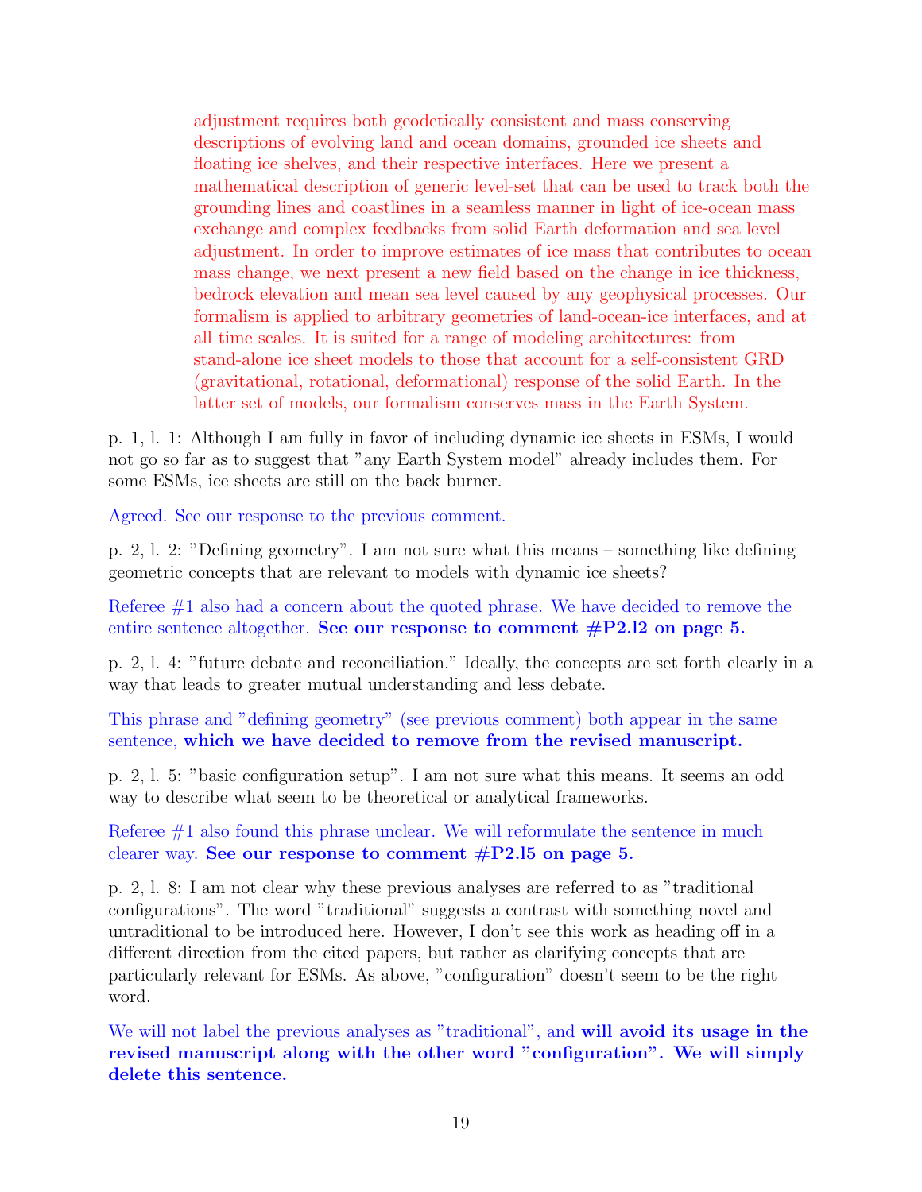adjustment requires both geodetically consistent and mass conserving descriptions of evolving land and ocean domains, grounded ice sheets and floating ice shelves, and their respective interfaces. Here we present a mathematical description of generic level-set that can be used to track both the grounding lines and coastlines in a seamless manner in light of ice-ocean mass exchange and complex feedbacks from solid Earth deformation and sea level adjustment. In order to improve estimates of ice mass that contributes to ocean mass change, we next present a new field based on the change in ice thickness, bedrock elevation and mean sea level caused by any geophysical processes. Our formalism is applied to arbitrary geometries of land-ocean-ice interfaces, and at all time scales. It is suited for a range of modeling architectures: from stand-alone ice sheet models to those that account for a self-consistent GRD (gravitational, rotational, deformational) response of the solid Earth. In the latter set of models, our formalism conserves mass in the Earth System.

p. 1, l. 1: Although I am fully in favor of including dynamic ice sheets in ESMs, I would not go so far as to suggest that "any Earth System model" already includes them. For some ESMs, ice sheets are still on the back burner.

Agreed. See our response to the previous comment.

p. 2, l. 2: "Defining geometry". I am not sure what this means – something like defining geometric concepts that are relevant to models with dynamic ice sheets?

Referee #1 also had a concern about the quoted phrase. We have decided to remove the entire sentence altogether. **See our response to comment #P2.l2 on page 5.**

p. 2, l. 4: "future debate and reconciliation." Ideally, the concepts are set forth clearly in a way that leads to greater mutual understanding and less debate.

This phrase and "defining geometry" (see previous comment) both appear in the same sentence, **which we have decided to remove from the revised manuscript.**

p. 2, l. 5: "basic configuration setup". I am not sure what this means. It seems an odd way to describe what seem to be theoretical or analytical frameworks.

Referee #1 also found this phrase unclear. We will reformulate the sentence in much clearer way. **See our response to comment #P2.l5 on page 5.**

p. 2, l. 8: I am not clear why these previous analyses are referred to as "traditional configurations". The word "traditional" suggests a contrast with something novel and untraditional to be introduced here. However, I don't see this work as heading off in a different direction from the cited papers, but rather as clarifying concepts that are particularly relevant for ESMs. As above, "configuration" doesn't seem to be the right word.

We will not label the previous analyses as "traditional", and **will avoid its usage in the revised manuscript along with the other word "configuration". We will simply delete this sentence.**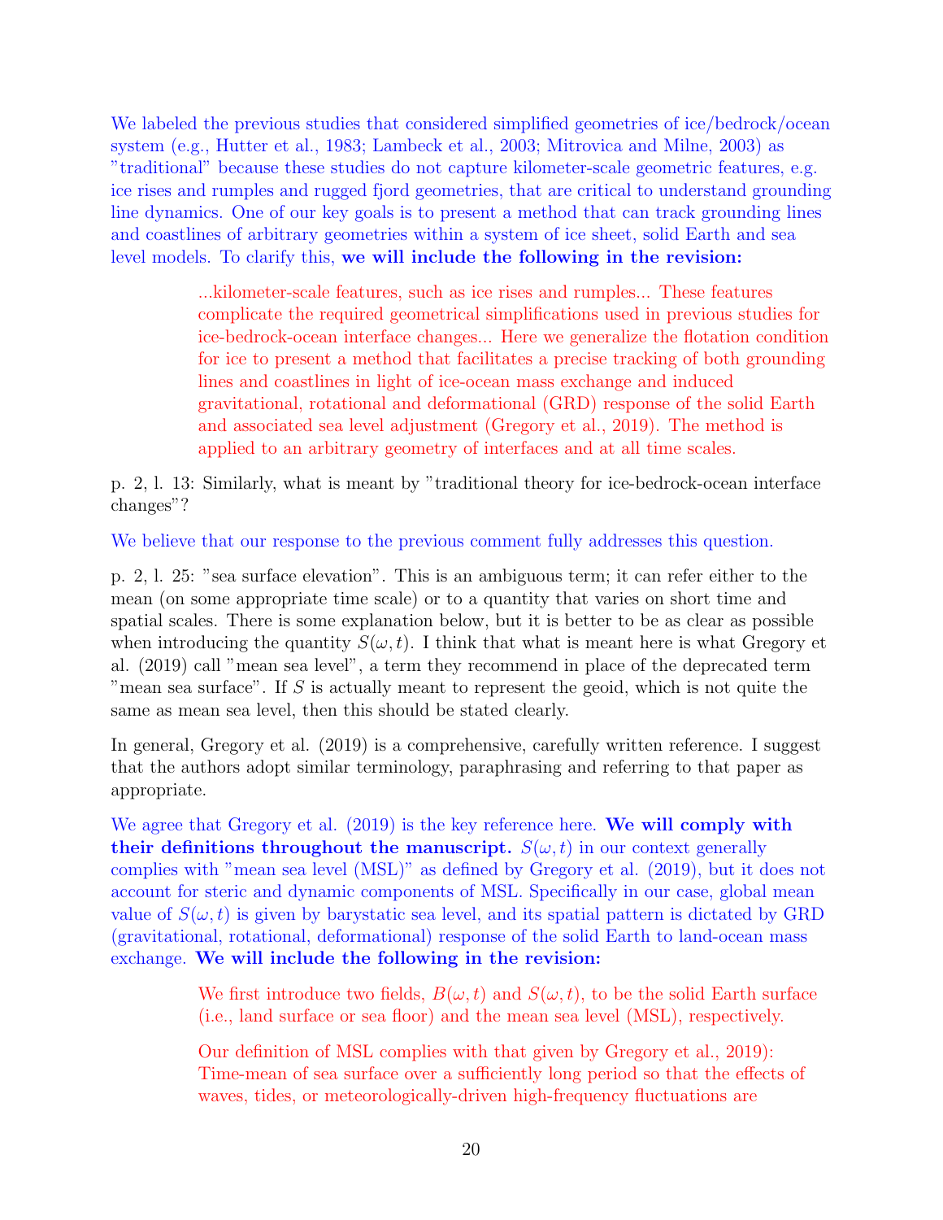We labeled the previous studies that considered simplified geometries of ice/bedrock/ocean system (e.g., Hutter et al., 1983; Lambeck et al., 2003; Mitrovica and Milne, 2003) as "traditional" because these studies do not capture kilometer-scale geometric features, e.g. ice rises and rumples and rugged fjord geometries, that are critical to understand grounding line dynamics. One of our key goals is to present a method that can track grounding lines and coastlines of arbitrary geometries within a system of ice sheet, solid Earth and sea level models. To clarify this, **we will include the following in the revision:**

> ...kilometer-scale features, such as ice rises and rumples... These features complicate the required geometrical simplifications used in previous studies for ice-bedrock-ocean interface changes... Here we generalize the flotation condition for ice to present a method that facilitates a precise tracking of both grounding lines and coastlines in light of ice-ocean mass exchange and induced gravitational, rotational and deformational (GRD) response of the solid Earth and associated sea level adjustment (Gregory et al., 2019). The method is applied to an arbitrary geometry of interfaces and at all time scales.

p. 2, l. 13: Similarly, what is meant by "traditional theory for ice-bedrock-ocean interface changes"?

We believe that our response to the previous comment fully addresses this question.

p. 2, l. 25: "sea surface elevation". This is an ambiguous term; it can refer either to the mean (on some appropriate time scale) or to a quantity that varies on short time and spatial scales. There is some explanation below, but it is better to be as clear as possible when introducing the quantity $S(\omega, t)$. I think that what is meant here is what Gregory et al. (2019) call "mean sea level", a term they recommend in place of the deprecated term "mean sea surface". If $S$ is actually meant to represent the geoid, which is not quite the same as mean sea level, then this should be stated clearly.

In general, Gregory et al. (2019) is a comprehensive, carefully written reference. I suggest that the authors adopt similar terminology, paraphrasing and referring to that paper as appropriate.

We agree that Gregory et al. (2019) is the key reference here. **We will comply with their definitions throughout the manuscript.** $S(\omega, t)$ in our context generally complies with "mean sea level (MSL)" as defined by Gregory et al. (2019), but it does not account for steric and dynamic components of MSL. Specifically in our case, global mean value of $S(\omega, t)$ is given by barystatic sea level, and its spatial pattern is dictated by GRD (gravitational, rotational, deformational) response of the solid Earth to land-ocean mass exchange. **We will include the following in the revision:**

> We first introduce two fields, $B(\omega, t)$ and $S(\omega, t)$, to be the solid Earth surface (i.e., land surface or sea floor) and the mean sea level (MSL), respectively.
>
> Our definition of MSL complies with that given by Gregory et al., 2019): Time-mean of sea surface over a sufficiently long period so that the effects of waves, tides, or meteorologically-driven high-frequency fluctuations are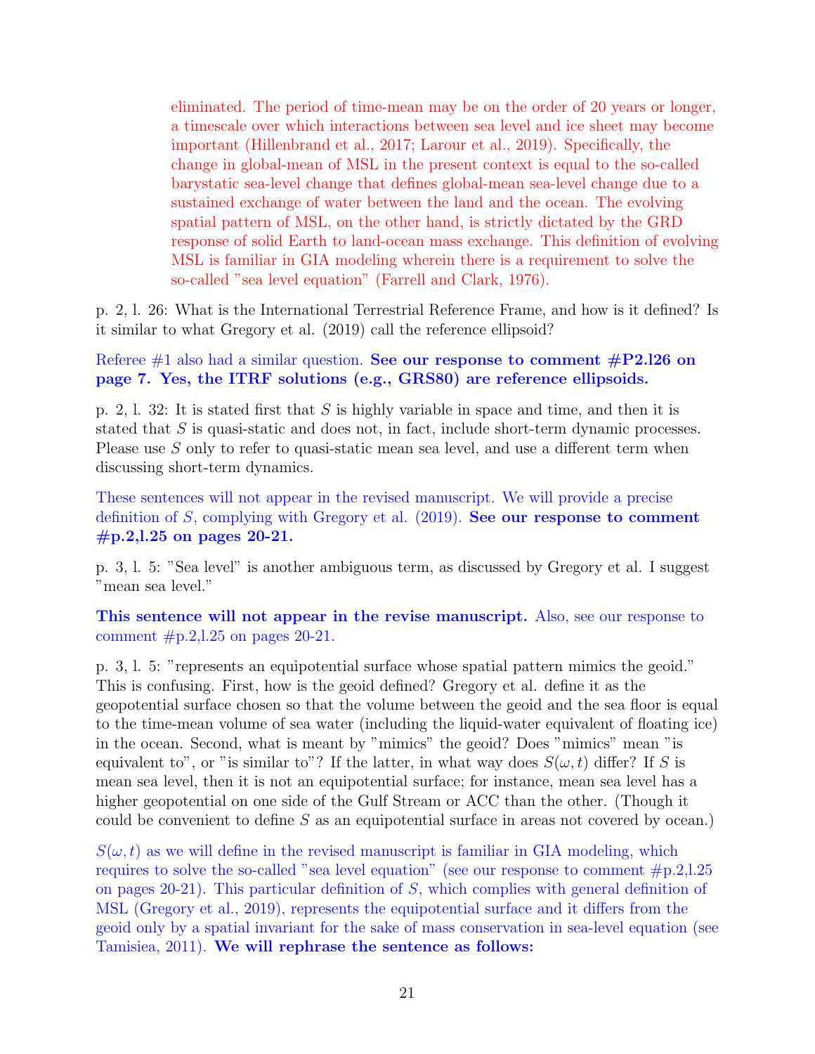eliminated. The period of time-mean may be on the order of 20 years or longer, a timescale over which interactions between sea level and ice sheet may become important (Hillenbrand et al., 2017; Larour et al., 2019). Specifically, the change in global-mean of MSL in the present context is equal to the so-called barystatic sea-level change that defines global-mean sea-level change due to a sustained exchange of water between the land and the ocean. The evolving spatial pattern of MSL, on the other hand, is strictly dictated by the GRD response of solid Earth to land-ocean mass exchange. This definition of evolving MSL is familiar in GIA modeling wherein there is a requirement to solve the so-called "sea level equation" (Farrell and Clark, 1976).

p. 2, l. 26: What is the International Terrestrial Reference Frame, and how is it defined? Is it similar to what Gregory et al. (2019) call the reference ellipsoid?

Referee #1 also had a similar question. **See our response to comment #P2.l26 on page 7. Yes, the ITRF solutions (e.g., GRS80) are reference ellipsoids.**

p. 2, l. 32: It is stated first that $S$ is highly variable in space and time, and then it is stated that $S$ is quasi-static and does not, in fact, include short-term dynamic processes. Please use $S$ only to refer to quasi-static mean sea level, and use a different term when discussing short-term dynamics.

These sentences will not appear in the revised manuscript. We will provide a precise definition of $S$, complying with Gregory et al. (2019). **See our response to comment #p.2,l.25 on pages 20-21.**

p. 3, l. 5: "Sea level" is another ambiguous term, as discussed by Gregory et al. I suggest "mean sea level."

**This sentence will not appear in the revise manuscript.** Also, see our response to comment #p.2,l.25 on pages 20-21.

p. 3, l. 5: "represents an equipotential surface whose spatial pattern mimics the geoid." This is confusing. First, how is the geoid defined? Gregory et al. define it as the geopotential surface chosen so that the volume between the geoid and the sea floor is equal to the time-mean volume of sea water (including the liquid-water equivalent of floating ice) in the ocean. Second, what is meant by "mimics" the geoid? Does "mimics" mean "is equivalent to", or "is similar to"? If the latter, in what way does $S(\omega, t)$ differ? If $S$ is mean sea level, then it is not an equipotential surface; for instance, mean sea level has a higher geopotential on one side of the Gulf Stream or ACC than the other. (Though it could be convenient to define $S$ as an equipotential surface in areas not covered by ocean.)

$S(\omega, t)$ as we will define in the revised manuscript is familiar in GIA modeling, which requires to solve the so-called "sea level equation" (see our response to comment #p.2,l.25 on pages 20-21). This particular definition of $S$, which complies with general definition of MSL (Gregory et al., 2019), represents the equipotential surface and it differs from the geoid only by a spatial invariant for the sake of mass conservation in sea-level equation (see Tamisiea, 2011). **We will rephrase the sentence as follows:**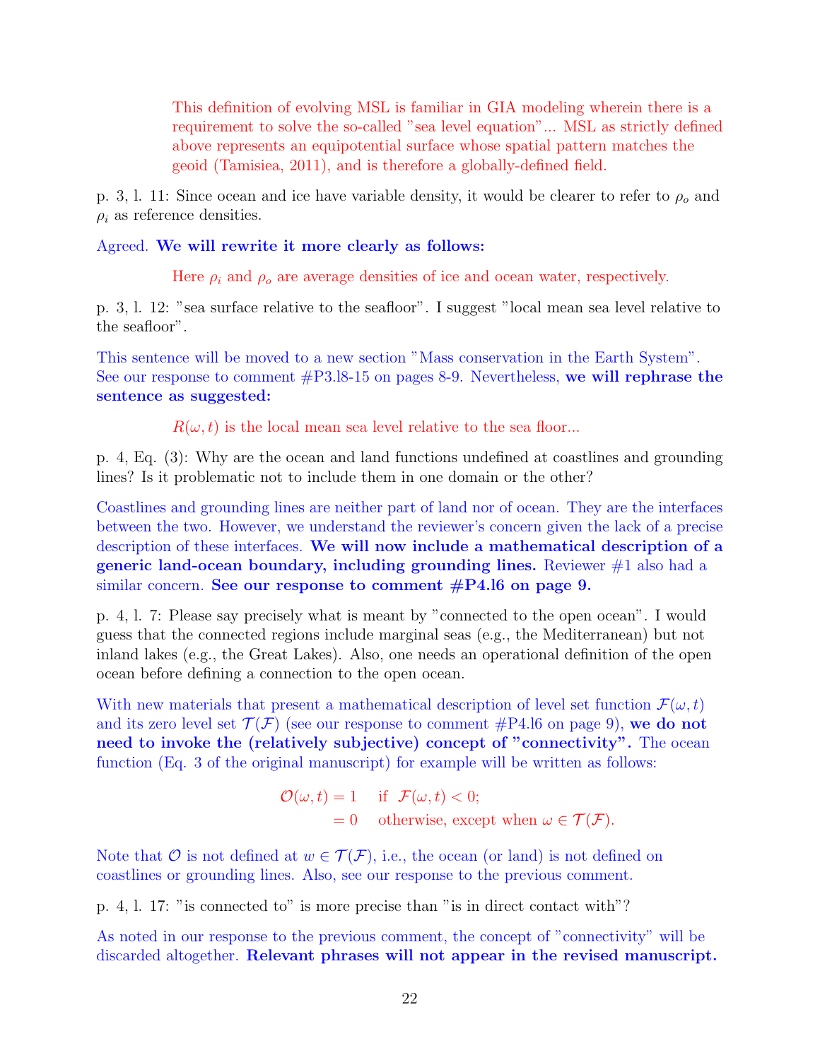> This definition of evolving MSL is familiar in GIA modeling wherein there is a requirement to solve the so-called "sea level equation"... MSL as strictly defined above represents an equipotential surface whose spatial pattern matches the geoid (Tamisiea, 2011), and is therefore a globally-defined field.

p. 3, l. 11: Since ocean and ice have variable density, it would be clearer to refer to $\rho_o$ and $\rho_i$ as reference densities.

Agreed. **We will rewrite it more clearly as follows:**

> Here $\rho_i$ and $\rho_o$ are average densities of ice and ocean water, respectively.

p. 3, l. 12: "sea surface relative to the seafloor". I suggest "local mean sea level relative to the seafloor".

This sentence will be moved to a new section "Mass conservation in the Earth System". See our response to comment #P3.l8-15 on pages 8-9. Nevertheless, **we will rephrase the sentence as suggested:**

> $R(\omega, t)$ is the local mean sea level relative to the sea floor...

p. 4, Eq. (3): Why are the ocean and land functions undefined at coastlines and grounding lines? Is it problematic not to include them in one domain or the other?

Coastlines and grounding lines are neither part of land nor of ocean. They are the interfaces between the two. However, we understand the reviewer's concern given the lack of a precise description of these interfaces. **We will now include a mathematical description of a generic land-ocean boundary, including grounding lines.** Reviewer #1 also had a similar concern. **See our response to comment #P4.l6 on page 9.**

p. 4, l. 7: Please say precisely what is meant by "connected to the open ocean". I would guess that the connected regions include marginal seas (e.g., the Mediterranean) but not inland lakes (e.g., the Great Lakes). Also, one needs an operational definition of the open ocean before defining a connection to the open ocean.

With new materials that present a mathematical description of level set function $\mathcal{F}(\omega, t)$ and its zero level set $\mathcal{T}(\mathcal{F})$ (see our response to comment #P4.l6 on page 9), **we do not need to invoke the (relatively subjective) concept of "connectivity".** The ocean function (Eq. 3 of the original manuscript) for example will be written as follows:

$$
\begin{aligned}
\mathcal{O}(\omega, t) &= 1 \quad \text{if } \ \mathcal{F}(\omega, t) < 0; \\
&= 0 \quad \text{otherwise, except when } \omega \in \mathcal{T}(\mathcal{F}).
\end{aligned}
$$

Note that $\mathcal{O}$ is not defined at $w \in \mathcal{T}(\mathcal{F})$, i.e., the ocean (or land) is not defined on coastlines or grounding lines. Also, see our response to the previous comment.

p. 4, l. 17: "is connected to" is more precise than "is in direct contact with"?

As noted in our response to the previous comment, the concept of "connectivity" will be discarded altogether. **Relevant phrases will not appear in the revised manuscript.**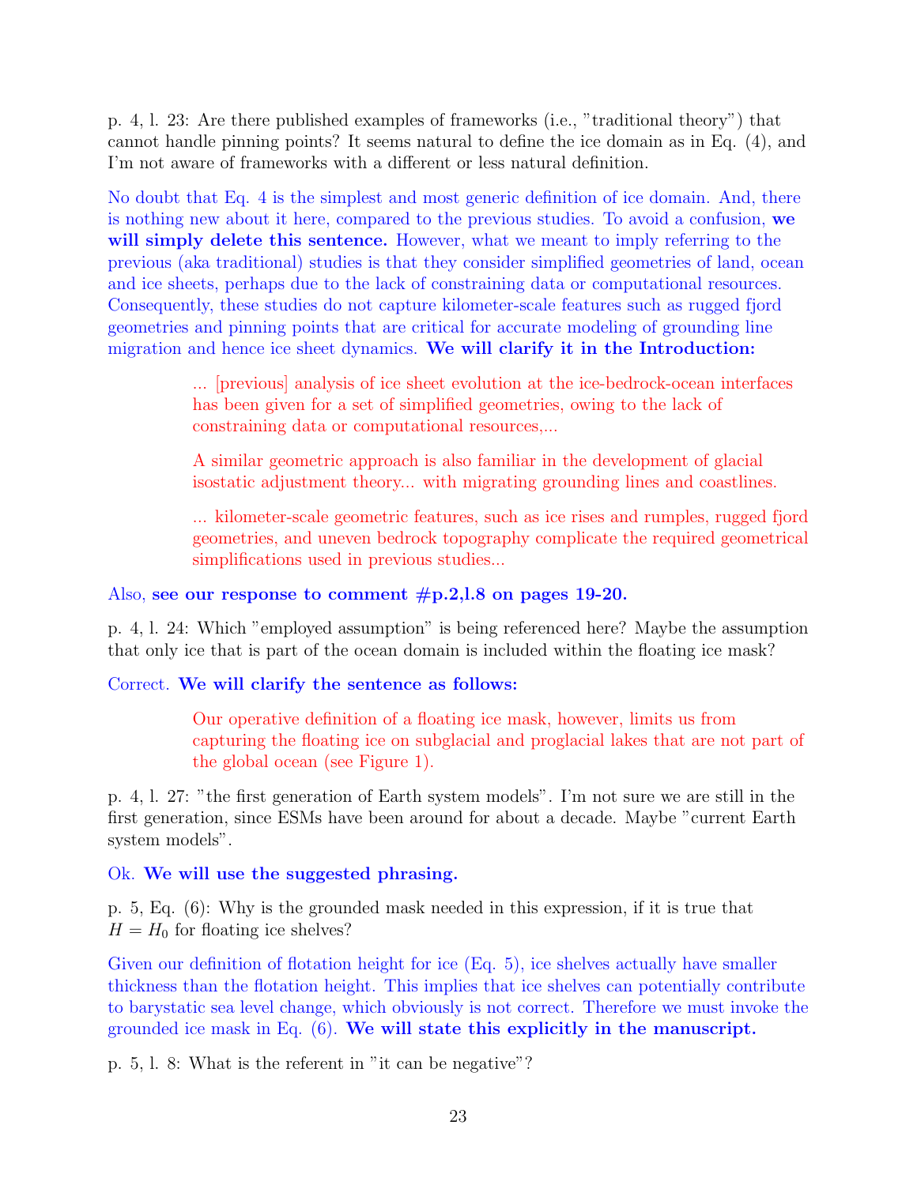p. 4, l. 23: Are there published examples of frameworks (i.e., "traditional theory") that cannot handle pinning points? It seems natural to define the ice domain as in Eq. (4), and I'm not aware of frameworks with a different or less natural definition.

No doubt that Eq. 4 is the simplest and most generic definition of ice domain. And, there is nothing new about it here, compared to the previous studies. To avoid a confusion, **we will simply delete this sentence.** However, what we meant to imply referring to the previous (aka traditional) studies is that they consider simplified geometries of land, ocean and ice sheets, perhaps due to the lack of constraining data or computational resources. Consequently, these studies do not capture kilometer-scale features such as rugged fjord geometries and pinning points that are critical for accurate modeling of grounding line migration and hence ice sheet dynamics. **We will clarify it in the Introduction:**

> ... [previous] analysis of ice sheet evolution at the ice-bedrock-ocean interfaces has been given for a set of simplified geometries, owing to the lack of constraining data or computational resources,...
>
> A similar geometric approach is also familiar in the development of glacial isostatic adjustment theory... with migrating grounding lines and coastlines.
>
> ... kilometer-scale geometric features, such as ice rises and rumples, rugged fjord geometries, and uneven bedrock topography complicate the required geometrical simplifications used in previous studies...

Also, **see our response to comment #p.2,l.8 on pages 19-20.**

p. 4, l. 24: Which "employed assumption" is being referenced here? Maybe the assumption that only ice that is part of the ocean domain is included within the floating ice mask?

Correct. **We will clarify the sentence as follows:**

> Our operative definition of a floating ice mask, however, limits us from capturing the floating ice on subglacial and proglacial lakes that are not part of the global ocean (see Figure 1).

p. 4, l. 27: "the first generation of Earth system models". I'm not sure we are still in the first generation, since ESMs have been around for about a decade. Maybe "current Earth system models".

Ok. **We will use the suggested phrasing.**

p. 5, Eq. (6): Why is the grounded mask needed in this expression, if it is true that $H = H_0$ for floating ice shelves?

Given our definition of flotation height for ice (Eq. 5), ice shelves actually have smaller thickness than the flotation height. This implies that ice shelves can potentially contribute to barystatic sea level change, which obviously is not correct. Therefore we must invoke the grounded ice mask in Eq. (6). **We will state this explicitly in the manuscript.**

p. 5, l. 8: What is the referent in "it can be negative"?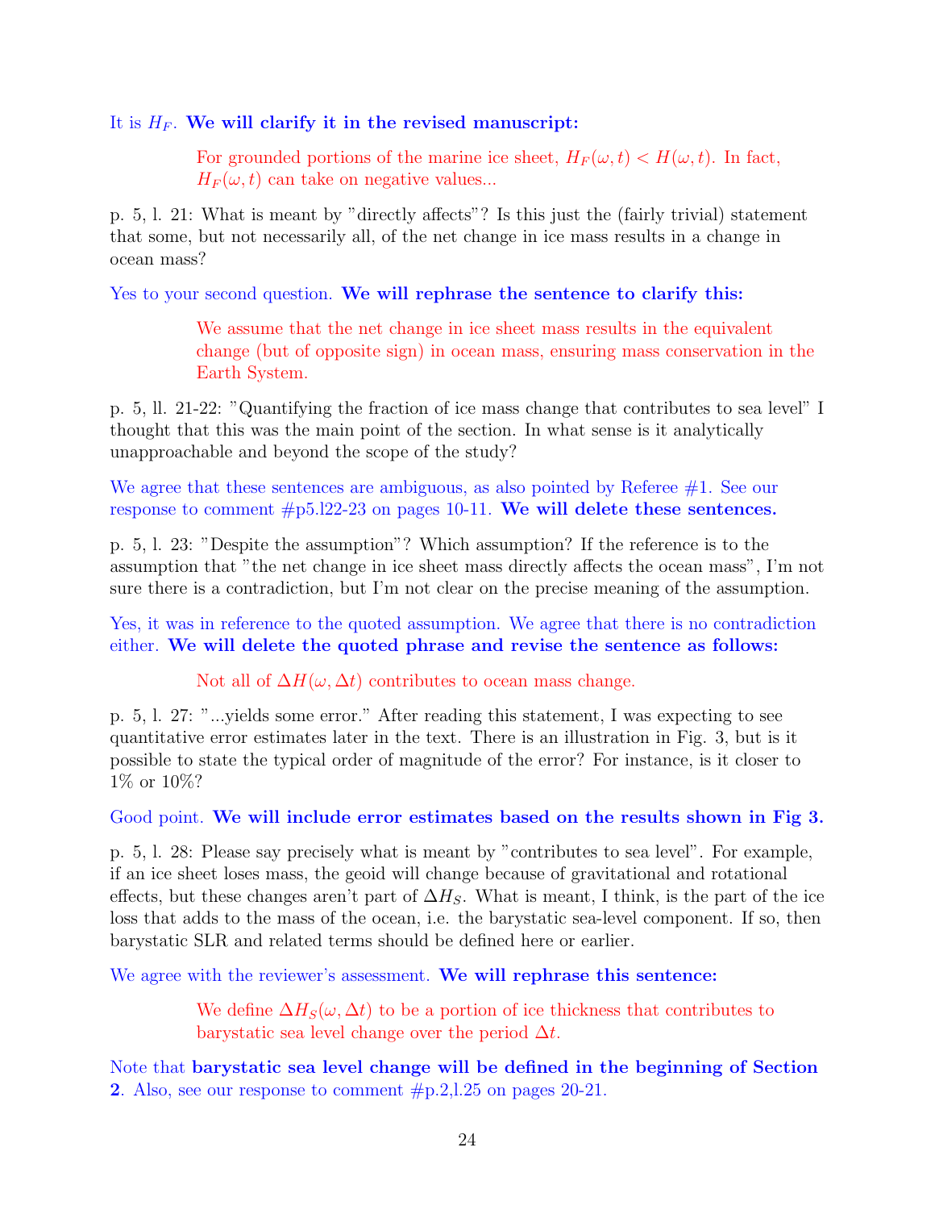It is $H_F$. **We will clarify it in the revised manuscript:**

> For grounded portions of the marine ice sheet, $H_F(\omega, t) < H(\omega, t)$. In fact, $H_F(\omega, t)$ can take on negative values...

p. 5, l. 21: What is meant by "directly affects"? Is this just the (fairly trivial) statement that some, but not necessarily all, of the net change in ice mass results in a change in ocean mass?

Yes to your second question. **We will rephrase the sentence to clarify this:**

> We assume that the net change in ice sheet mass results in the equivalent change (but of opposite sign) in ocean mass, ensuring mass conservation in the Earth System.

p. 5, ll. 21-22: "Quantifying the fraction of ice mass change that contributes to sea level" I thought that this was the main point of the section. In what sense is it analytically unapproachable and beyond the scope of the study?

We agree that these sentences are ambiguous, as also pointed by Referee #1. See our response to comment #p5.l22-23 on pages 10-11. **We will delete these sentences.**

p. 5, l. 23: "Despite the assumption"? Which assumption? If the reference is to the assumption that "the net change in ice sheet mass directly affects the ocean mass", I'm not sure there is a contradiction, but I'm not clear on the precise meaning of the assumption.

Yes, it was in reference to the quoted assumption. We agree that there is no contradiction either. **We will delete the quoted phrase and revise the sentence as follows:**

> Not all of $\Delta H(\omega, \Delta t)$ contributes to ocean mass change.

p. 5, l. 27: "...yields some error." After reading this statement, I was expecting to see quantitative error estimates later in the text. There is an illustration in Fig. 3, but is it possible to state the typical order of magnitude of the error? For instance, is it closer to 1% or 10%?

Good point. **We will include error estimates based on the results shown in Fig 3.**

p. 5, l. 28: Please say precisely what is meant by "contributes to sea level". For example, if an ice sheet loses mass, the geoid will change because of gravitational and rotational effects, but these changes aren't part of $\Delta H_S$. What is meant, I think, is the part of the ice loss that adds to the mass of the ocean, i.e. the barystatic sea-level component. If so, then barystatic SLR and related terms should be defined here or earlier.

We agree with the reviewer's assessment. **We will rephrase this sentence:**

> We define $\Delta H_S(\omega, \Delta t)$ to be a portion of ice thickness that contributes to barystatic sea level change over the period $\Delta t$.

Note that **barystatic sea level change will be defined in the beginning of Section 2**. Also, see our response to comment #p.2,l.25 on pages 20-21.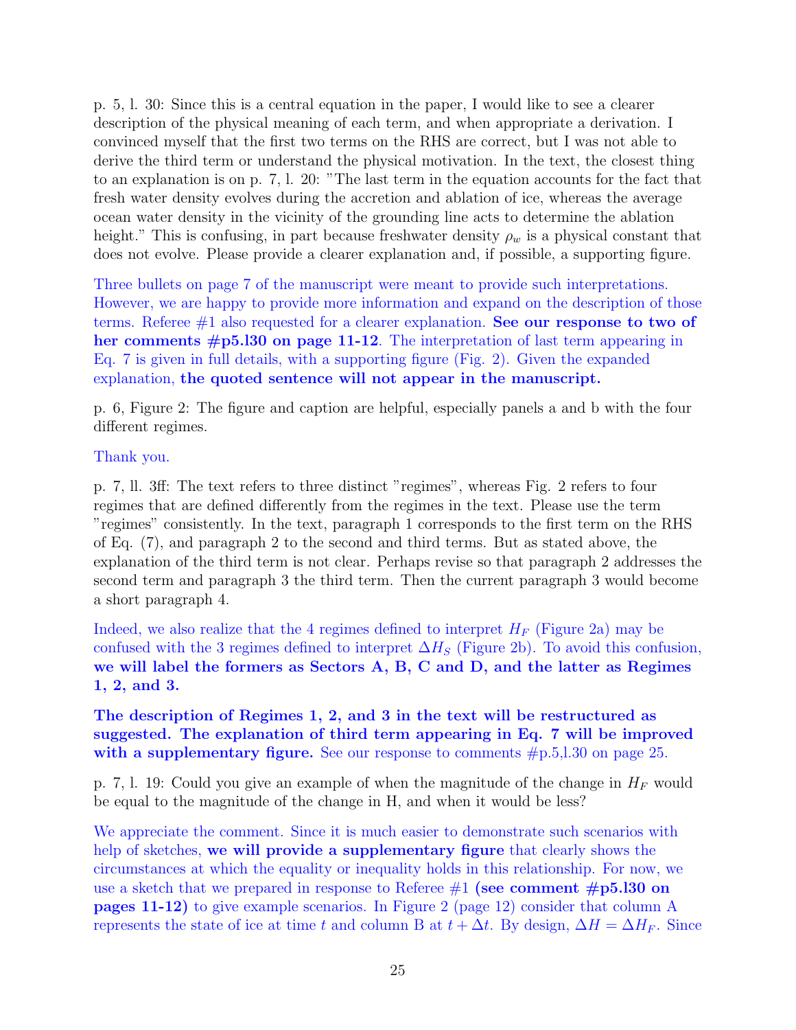p. 5, l. 30: Since this is a central equation in the paper, I would like to see a clearer description of the physical meaning of each term, and when appropriate a derivation. I convinced myself that the first two terms on the RHS are correct, but I was not able to derive the third term or understand the physical motivation. In the text, the closest thing to an explanation is on p. 7, l. 20: "The last term in the equation accounts for the fact that fresh water density evolves during the accretion and ablation of ice, whereas the average ocean water density in the vicinity of the grounding line acts to determine the ablation height." This is confusing, in part because freshwater density $\rho_w$ is a physical constant that does not evolve. Please provide a clearer explanation and, if possible, a supporting figure.

Three bullets on page 7 of the manuscript were meant to provide such interpretations. However, we are happy to provide more information and expand on the description of those terms. Referee #1 also requested for a clearer explanation. **See our response to two of her comments #p5.l30 on page 11-12**. The interpretation of last term appearing in Eq. 7 is given in full details, with a supporting figure (Fig. 2). Given the expanded explanation, **the quoted sentence will not appear in the manuscript.**

p. 6, Figure 2: The figure and caption are helpful, especially panels a and b with the four different regimes.

Thank you.

p. 7, ll. 3ff: The text refers to three distinct "regimes", whereas Fig. 2 refers to four regimes that are defined differently from the regimes in the text. Please use the term "regimes" consistently. In the text, paragraph 1 corresponds to the first term on the RHS of Eq. (7), and paragraph 2 to the second and third terms. But as stated above, the explanation of the third term is not clear. Perhaps revise so that paragraph 2 addresses the second term and paragraph 3 the third term. Then the current paragraph 3 would become a short paragraph 4.

Indeed, we also realize that the 4 regimes defined to interpret $H_F$ (Figure 2a) may be confused with the 3 regimes defined to interpret $\Delta H_S$ (Figure 2b). To avoid this confusion, **we will label the formers as Sectors A, B, C and D, and the latter as Regimes 1, 2, and 3.**

**The description of Regimes 1, 2, and 3 in the text will be restructured as suggested. The explanation of third term appearing in Eq. 7 will be improved with a supplementary figure.** See our response to comments #p.5,l.30 on page 25.

p. 7, l. 19: Could you give an example of when the magnitude of the change in $H_F$ would be equal to the magnitude of the change in H, and when it would be less?

We appreciate the comment. Since it is much easier to demonstrate such scenarios with help of sketches, **we will provide a supplementary figure** that clearly shows the circumstances at which the equality or inequality holds in this relationship. For now, we use a sketch that we prepared in response to Referee #1 **(see comment #p5.l30 on pages 11-12)** to give example scenarios. In Figure 2 (page 12) consider that column A represents the state of ice at time $t$ and column B at $t + \Delta t$. By design, $\Delta H = \Delta H_F$. Since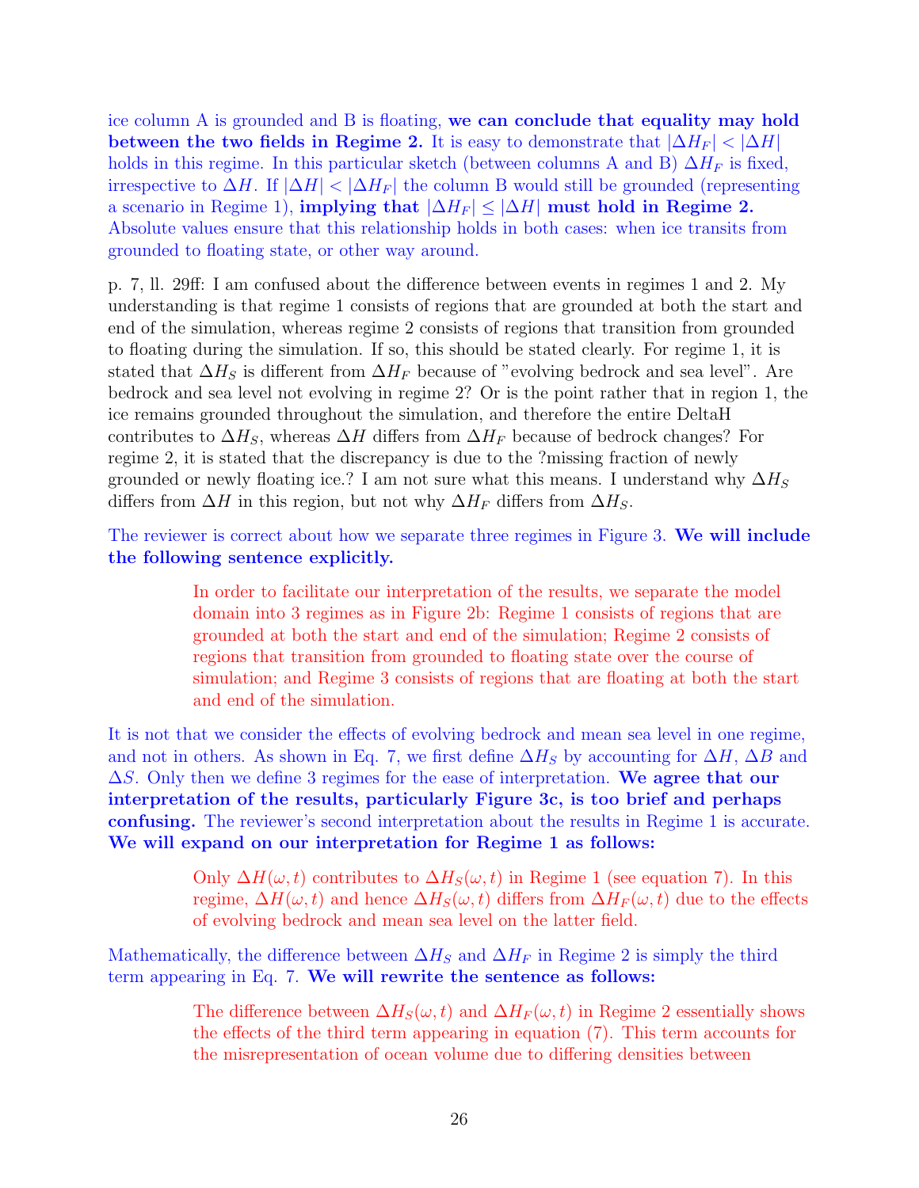ice column A is grounded and B is floating, **we can conclude that equality may hold between the two fields in Regime 2.** It is easy to demonstrate that $|\Delta H_F| < |\Delta H|$ holds in this regime. In this particular sketch (between columns A and B) $\Delta H_F$ is fixed, irrespective to $\Delta H$. If $|\Delta H| < |\Delta H_F|$ the column B would still be grounded (representing a scenario in Regime 1), **implying that $|\Delta H_F| \leq |\Delta H|$ must hold in Regime 2.** Absolute values ensure that this relationship holds in both cases: when ice transits from grounded to floating state, or other way around.

p. 7, ll. 29ff: I am confused about the difference between events in regimes 1 and 2. My understanding is that regime 1 consists of regions that are grounded at both the start and end of the simulation, whereas regime 2 consists of regions that transition from grounded to floating during the simulation. If so, this should be stated clearly. For regime 1, it is stated that $\Delta H_S$ is different from $\Delta H_F$ because of "evolving bedrock and sea level". Are bedrock and sea level not evolving in regime 2? Or is the point rather that in region 1, the ice remains grounded throughout the simulation, and therefore the entire DeltaH contributes to $\Delta H_S$, whereas $\Delta H$ differs from $\Delta H_F$ because of bedrock changes? For regime 2, it is stated that the discrepancy is due to the ?missing fraction of newly grounded or newly floating ice.? I am not sure what this means. I understand why $\Delta H_S$ differs from $\Delta H$ in this region, but not why $\Delta H_F$ differs from $\Delta H_S$.

The reviewer is correct about how we separate three regimes in Figure 3. **We will include the following sentence explicitly.**

> In order to facilitate our interpretation of the results, we separate the model domain into 3 regimes as in Figure 2b: Regime 1 consists of regions that are grounded at both the start and end of the simulation; Regime 2 consists of regions that transition from grounded to floating state over the course of simulation; and Regime 3 consists of regions that are floating at both the start and end of the simulation.

It is not that we consider the effects of evolving bedrock and mean sea level in one regime, and not in others. As shown in Eq. 7, we first define $\Delta H_S$ by accounting for $\Delta H$, $\Delta B$ and $\Delta S$. Only then we define 3 regimes for the ease of interpretation. **We agree that our interpretation of the results, particularly Figure 3c, is too brief and perhaps confusing.** The reviewer's second interpretation about the results in Regime 1 is accurate. **We will expand on our interpretation for Regime 1 as follows:**

> Only $\Delta H(\omega, t)$ contributes to $\Delta H_S(\omega, t)$ in Regime 1 (see equation 7). In this regime, $\Delta H(\omega, t)$ and hence $\Delta H_S(\omega, t)$ differs from $\Delta H_F(\omega, t)$ due to the effects of evolving bedrock and mean sea level on the latter field.

Mathematically, the difference between $\Delta H_S$ and $\Delta H_F$ in Regime 2 is simply the third term appearing in Eq. 7. **We will rewrite the sentence as follows:**

> The difference between $\Delta H_S(\omega, t)$ and $\Delta H_F(\omega, t)$ in Regime 2 essentially shows the effects of the third term appearing in equation (7). This term accounts for the misrepresentation of ocean volume due to differing densities between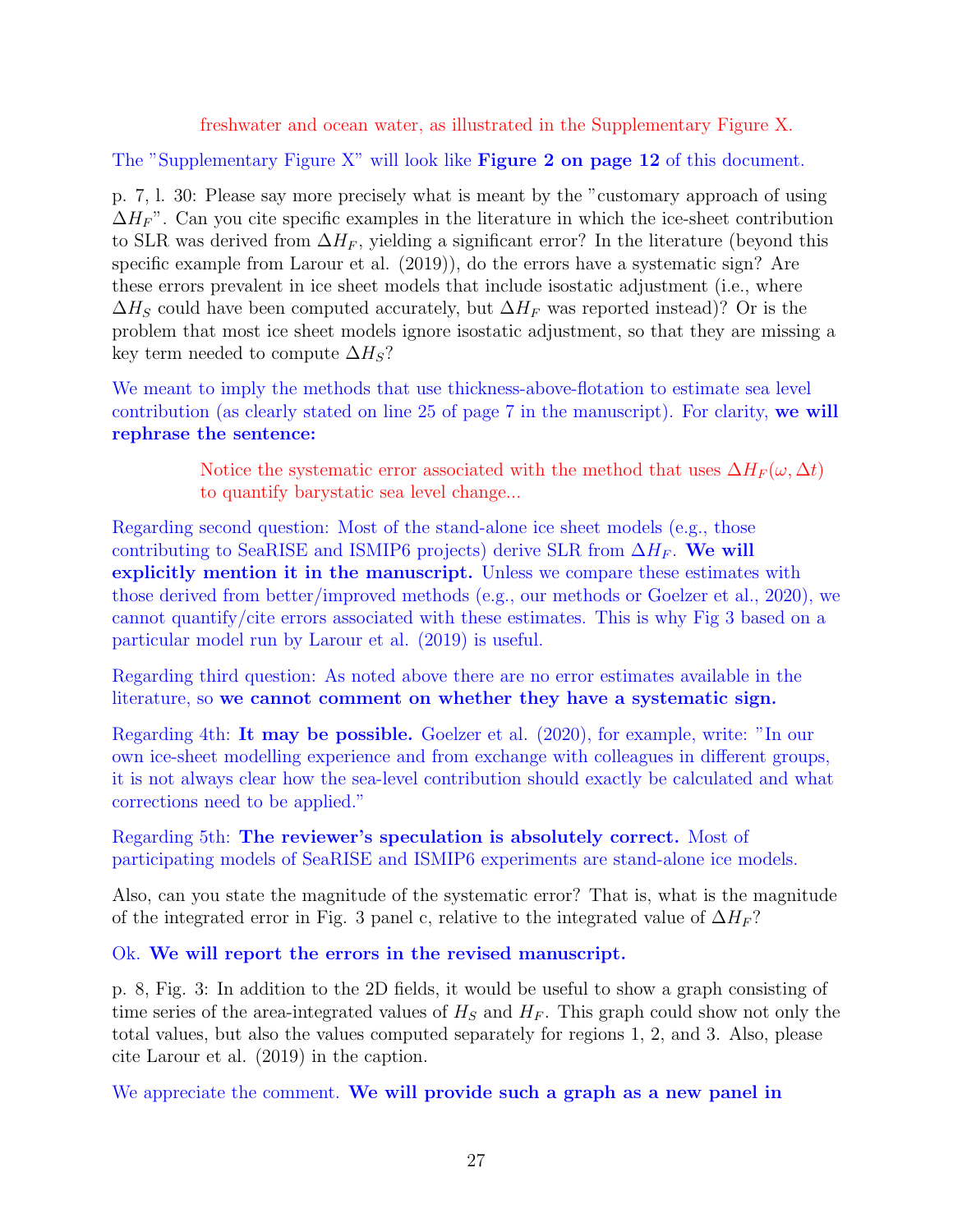freshwater and ocean water, as illustrated in the Supplementary Figure X.

The "Supplementary Figure X" will look like **Figure 2 on page 12** of this document.

p. 7, l. 30: Please say more precisely what is meant by the "customary approach of using $\Delta H_F$". Can you cite specific examples in the literature in which the ice-sheet contribution to SLR was derived from $\Delta H_F$, yielding a significant error? In the literature (beyond this specific example from Larour et al. (2019)), do the errors have a systematic sign? Are these errors prevalent in ice sheet models that include isostatic adjustment (i.e., where $\Delta H_S$ could have been computed accurately, but $\Delta H_F$ was reported instead)? Or is the problem that most ice sheet models ignore isostatic adjustment, so that they are missing a key term needed to compute $\Delta H_S$?

We meant to imply the methods that use thickness-above-flotation to estimate sea level contribution (as clearly stated on line 25 of page 7 in the manuscript). For clarity, **we will rephrase the sentence:**

> Notice the systematic error associated with the method that uses $\Delta H_F(\omega, \Delta t)$ to quantify barystatic sea level change...

Regarding second question: Most of the stand-alone ice sheet models (e.g., those contributing to SeaRISE and ISMIP6 projects) derive SLR from $\Delta H_F$. **We will explicitly mention it in the manuscript.** Unless we compare these estimates with those derived from better/improved methods (e.g., our methods or Goelzer et al., 2020), we cannot quantify/cite errors associated with these estimates. This is why Fig 3 based on a particular model run by Larour et al. (2019) is useful.

Regarding third question: As noted above there are no error estimates available in the literature, so **we cannot comment on whether they have a systematic sign.**

Regarding 4th: **It may be possible.** Goelzer et al. (2020), for example, write: "In our own ice-sheet modelling experience and from exchange with colleagues in different groups, it is not always clear how the sea-level contribution should exactly be calculated and what corrections need to be applied."

Regarding 5th: **The reviewer's speculation is absolutely correct.** Most of participating models of SeaRISE and ISMIP6 experiments are stand-alone ice models.

Also, can you state the magnitude of the systematic error? That is, what is the magnitude of the integrated error in Fig. 3 panel c, relative to the integrated value of $\Delta H_F$?

Ok. **We will report the errors in the revised manuscript.**

p. 8, Fig. 3: In addition to the 2D fields, it would be useful to show a graph consisting of time series of the area-integrated values of $H_S$ and $H_F$. This graph could show not only the total values, but also the values computed separately for regions 1, 2, and 3. Also, please cite Larour et al. (2019) in the caption.

We appreciate the comment. **We will provide such a graph as a new panel in**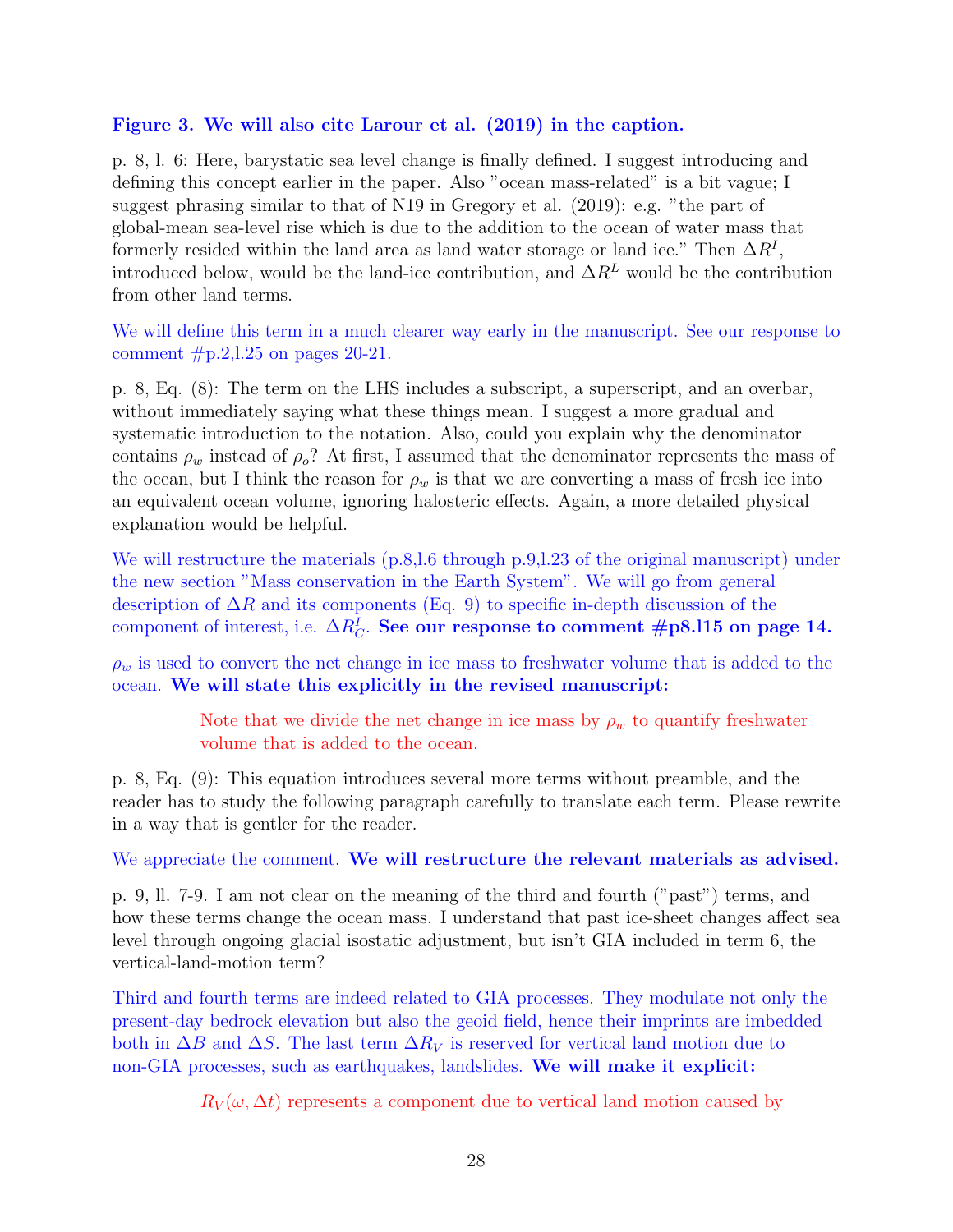**Figure 3. We will also cite Larour et al. (2019) in the caption.**

p. 8, l. 6: Here, barystatic sea level change is finally defined. I suggest introducing and defining this concept earlier in the paper. Also "ocean mass-related" is a bit vague; I suggest phrasing similar to that of N19 in Gregory et al. (2019): e.g. "the part of global-mean sea-level rise which is due to the addition to the ocean of water mass that formerly resided within the land area as land water storage or land ice." Then $\Delta R^I$, introduced below, would be the land-ice contribution, and $\Delta R^L$ would be the contribution from other land terms.

We will define this term in a much clearer way early in the manuscript. See our response to comment #p.2,l.25 on pages 20-21.

p. 8, Eq. (8): The term on the LHS includes a subscript, a superscript, and an overbar, without immediately saying what these things mean. I suggest a more gradual and systematic introduction to the notation. Also, could you explain why the denominator contains $\rho_w$ instead of $\rho_o$? At first, I assumed that the denominator represents the mass of the ocean, but I think the reason for $\rho_w$ is that we are converting a mass of fresh ice into an equivalent ocean volume, ignoring halosteric effects. Again, a more detailed physical explanation would be helpful.

We will restructure the materials (p.8,l.6 through p.9,l.23 of the original manuscript) under the new section "Mass conservation in the Earth System". We will go from general description of $\Delta R$ and its components (Eq. 9) to specific in-depth discussion of the component of interest, i.e. $\Delta R^I_C$. **See our response to comment #p8.l15 on page 14.**

$\rho_w$ is used to convert the net change in ice mass to freshwater volume that is added to the ocean. **We will state this explicitly in the revised manuscript:**

> Note that we divide the net change in ice mass by $\rho_w$ to quantify freshwater volume that is added to the ocean.

p. 8, Eq. (9): This equation introduces several more terms without preamble, and the reader has to study the following paragraph carefully to translate each term. Please rewrite in a way that is gentler for the reader.

We appreciate the comment. **We will restructure the relevant materials as advised.**

p. 9, ll. 7-9. I am not clear on the meaning of the third and fourth ("past") terms, and how these terms change the ocean mass. I understand that past ice-sheet changes affect sea level through ongoing glacial isostatic adjustment, but isn't GIA included in term 6, the vertical-land-motion term?

Third and fourth terms are indeed related to GIA processes. They modulate not only the present-day bedrock elevation but also the geoid field, hence their imprints are imbedded both in $\Delta B$ and $\Delta S$. The last term $\Delta R_V$ is reserved for vertical land motion due to non-GIA processes, such as earthquakes, landslides. **We will make it explicit:**

> $R_V(\omega, \Delta t)$ represents a component due to vertical land motion caused by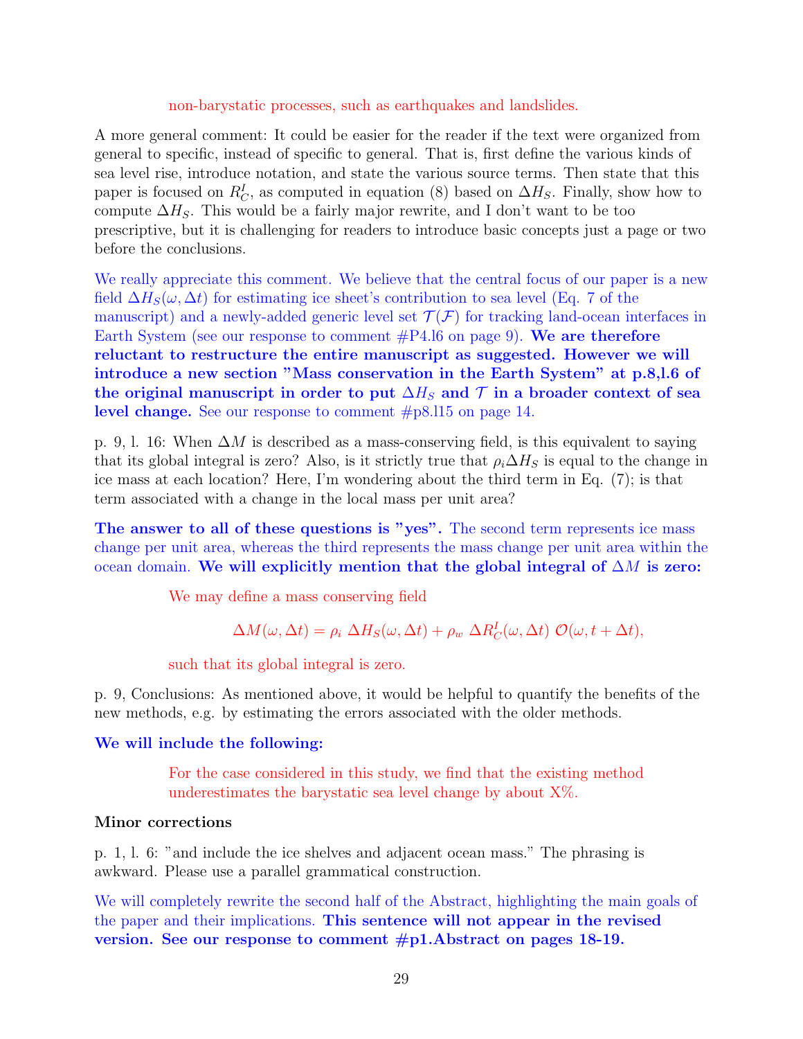non-barystatic processes, such as earthquakes and landslides.

A more general comment: It could be easier for the reader if the text were organized from general to specific, instead of specific to general. That is, first define the various kinds of sea level rise, introduce notation, and state the various source terms. Then state that this paper is focused on $R_C^I$, as computed in equation (8) based on $\Delta H_S$. Finally, show how to compute $\Delta H_S$. This would be a fairly major rewrite, and I don't want to be too prescriptive, but it is challenging for readers to introduce basic concepts just a page or two before the conclusions.

We really appreciate this comment. We believe that the central focus of our paper is a new field $\Delta H_S(\omega, \Delta t)$ for estimating ice sheet's contribution to sea level (Eq. 7 of the manuscript) and a newly-added generic level set $\mathcal{T}(\mathcal{F})$ for tracking land-ocean interfaces in Earth System (see our response to comment #P4.l6 on page 9). **We are therefore reluctant to restructure the entire manuscript as suggested. However we will introduce a new section "Mass conservation in the Earth System" at p.8,l.6 of the original manuscript in order to put $\Delta H_S$ and $\mathcal{T}$ in a broader context of sea level change.** See our response to comment #p8.l15 on page 14.

p. 9, l. 16: When $\Delta M$ is described as a mass-conserving field, is this equivalent to saying that its global integral is zero? Also, is it strictly true that $\rho_i \Delta H_S$ is equal to the change in ice mass at each location? Here, I'm wondering about the third term in Eq. (7); is that term associated with a change in the local mass per unit area?

**The answer to all of these questions is "yes".** The second term represents ice mass change per unit area, whereas the third represents the mass change per unit area within the ocean domain. **We will explicitly mention that the global integral of $\Delta M$ is zero:**

> We may define a mass conserving field
>
> $$\Delta M(\omega, \Delta t) = \rho_i \; \Delta H_S(\omega, \Delta t) + \rho_w \; \Delta R_C^I(\omega, \Delta t) \; \mathcal{O}(\omega, t + \Delta t),$$
>
> such that its global integral is zero.

p. 9, Conclusions: As mentioned above, it would be helpful to quantify the benefits of the new methods, e.g. by estimating the errors associated with the older methods.

**We will include the following:**

> For the case considered in this study, we find that the existing method underestimates the barystatic sea level change by about X%.

**Minor corrections**

p. 1, l. 6: "and include the ice shelves and adjacent ocean mass." The phrasing is awkward. Please use a parallel grammatical construction.

We will completely rewrite the second half of the Abstract, highlighting the main goals of the paper and their implications. **This sentence will not appear in the revised version. See our response to comment #p1.Abstract on pages 18-19.**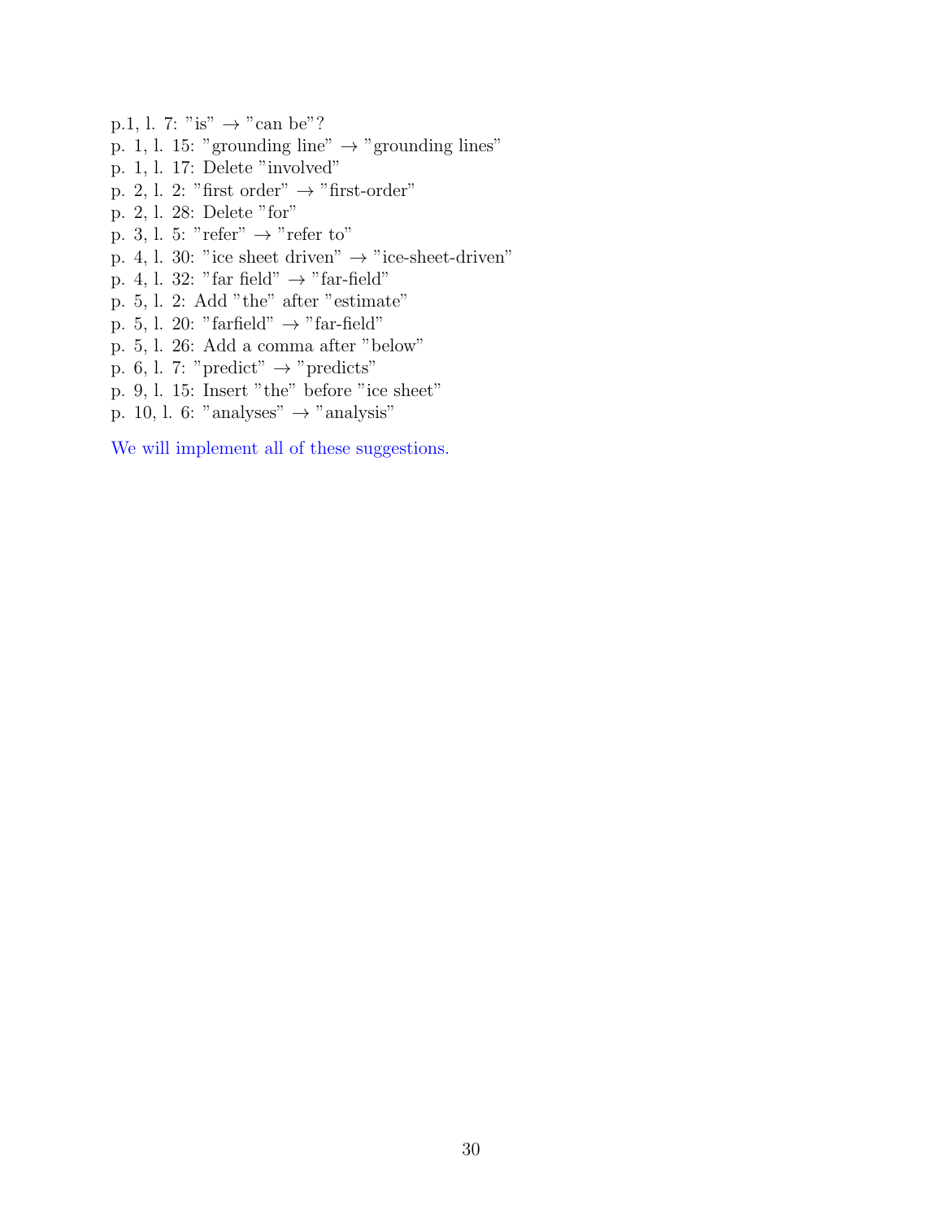p.1, l. 7: "is" → "can be"?
p. 1, l. 15: "grounding line" → "grounding lines"
p. 1, l. 17: Delete "involved"
p. 2, l. 2: "first order" → "first-order"
p. 2, l. 28: Delete "for"
p. 3, l. 5: "refer" → "refer to"
p. 4, l. 30: "ice sheet driven" → "ice-sheet-driven"
p. 4, l. 32: "far field" → "far-field"
p. 5, l. 2: Add "the" after "estimate"
p. 5, l. 20: "farfield" → "far-field"
p. 5, l. 26: Add a comma after "below"
p. 6, l. 7: "predict" → "predicts"
p. 9, l. 15: Insert "the" before "ice sheet"
p. 10, l. 6: "analyses" → "analysis"

We will implement all of these suggestions.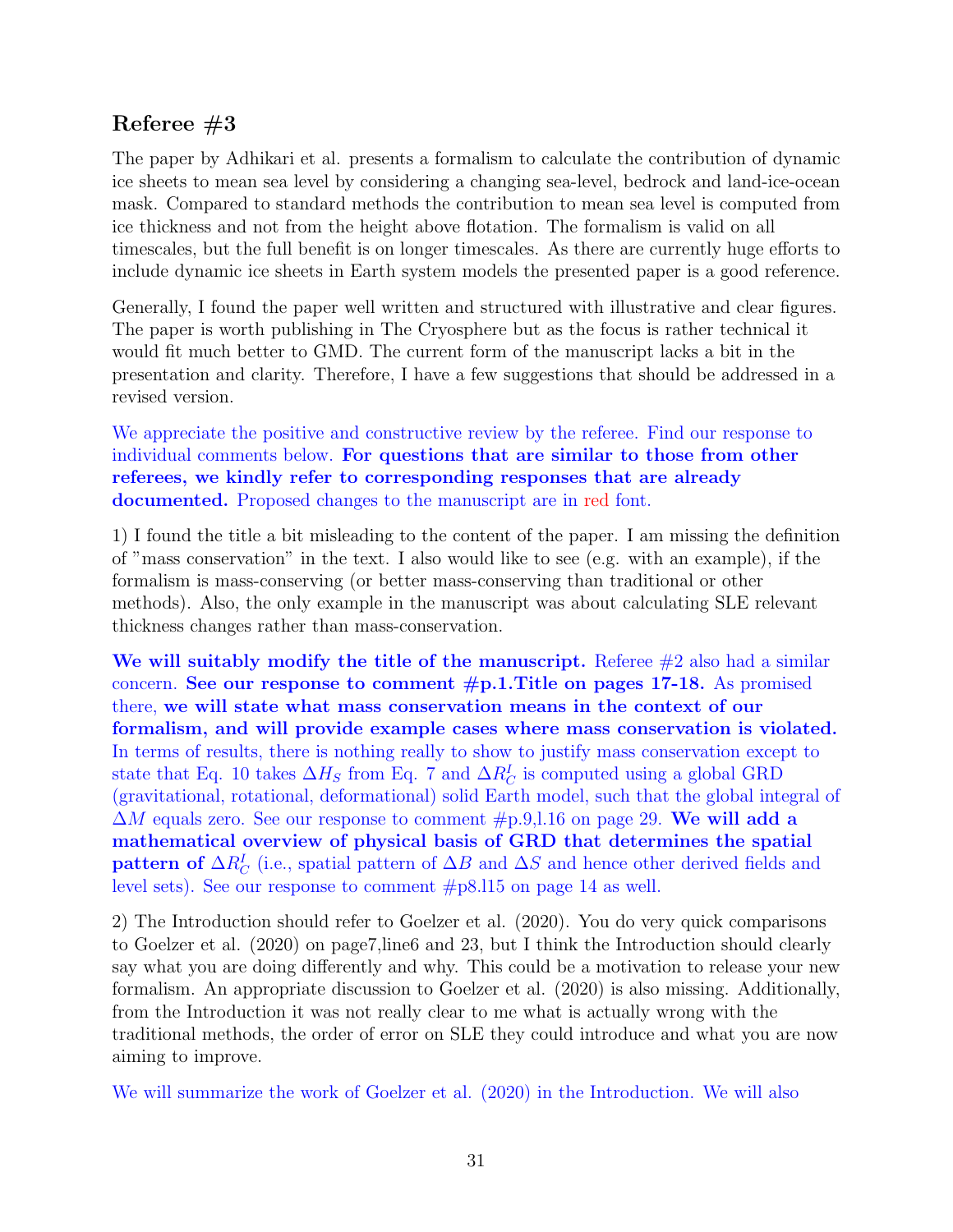## Referee #3

The paper by Adhikari et al. presents a formalism to calculate the contribution of dynamic ice sheets to mean sea level by considering a changing sea-level, bedrock and land-ice-ocean mask. Compared to standard methods the contribution to mean sea level is computed from ice thickness and not from the height above flotation. The formalism is valid on all timescales, but the full benefit is on longer timescales. As there are currently huge efforts to include dynamic ice sheets in Earth system models the presented paper is a good reference.

Generally, I found the paper well written and structured with illustrative and clear figures. The paper is worth publishing in The Cryosphere but as the focus is rather technical it would fit much better to GMD. The current form of the manuscript lacks a bit in the presentation and clarity. Therefore, I have a few suggestions that should be addressed in a revised version.

We appreciate the positive and constructive review by the referee. Find our response to individual comments below. **For questions that are similar to those from other referees, we kindly refer to corresponding responses that are already documented.** Proposed changes to the manuscript are in red font.

1) I found the title a bit misleading to the content of the paper. I am missing the definition of "mass conservation" in the text. I also would like to see (e.g. with an example), if the formalism is mass-conserving (or better mass-conserving than traditional or other methods). Also, the only example in the manuscript was about calculating SLE relevant thickness changes rather than mass-conservation.

**We will suitably modify the title of the manuscript.** Referee #2 also had a similar concern. **See our response to comment #p.1.Title on pages 17-18.** As promised there, **we will state what mass conservation means in the context of our formalism, and will provide example cases where mass conservation is violated.** In terms of results, there is nothing really to show to justify mass conservation except to state that Eq. 10 takes $\Delta H_S$ from Eq. 7 and $\Delta R_C^I$ is computed using a global GRD (gravitational, rotational, deformational) solid Earth model, such that the global integral of $\Delta M$ equals zero. See our response to comment #p.9,l.16 on page 29. **We will add a mathematical overview of physical basis of GRD that determines the spatial pattern of** $\Delta R_C^I$ (i.e., spatial pattern of $\Delta B$ and $\Delta S$ and hence other derived fields and level sets). See our response to comment #p8.l15 on page 14 as well.

2) The Introduction should refer to Goelzer et al. (2020). You do very quick comparisons to Goelzer et al. (2020) on page7,line6 and 23, but I think the Introduction should clearly say what you are doing differently and why. This could be a motivation to release your new formalism. An appropriate discussion to Goelzer et al. (2020) is also missing. Additionally, from the Introduction it was not really clear to me what is actually wrong with the traditional methods, the order of error on SLE they could introduce and what you are now aiming to improve.

We will summarize the work of Goelzer et al. (2020) in the Introduction. We will also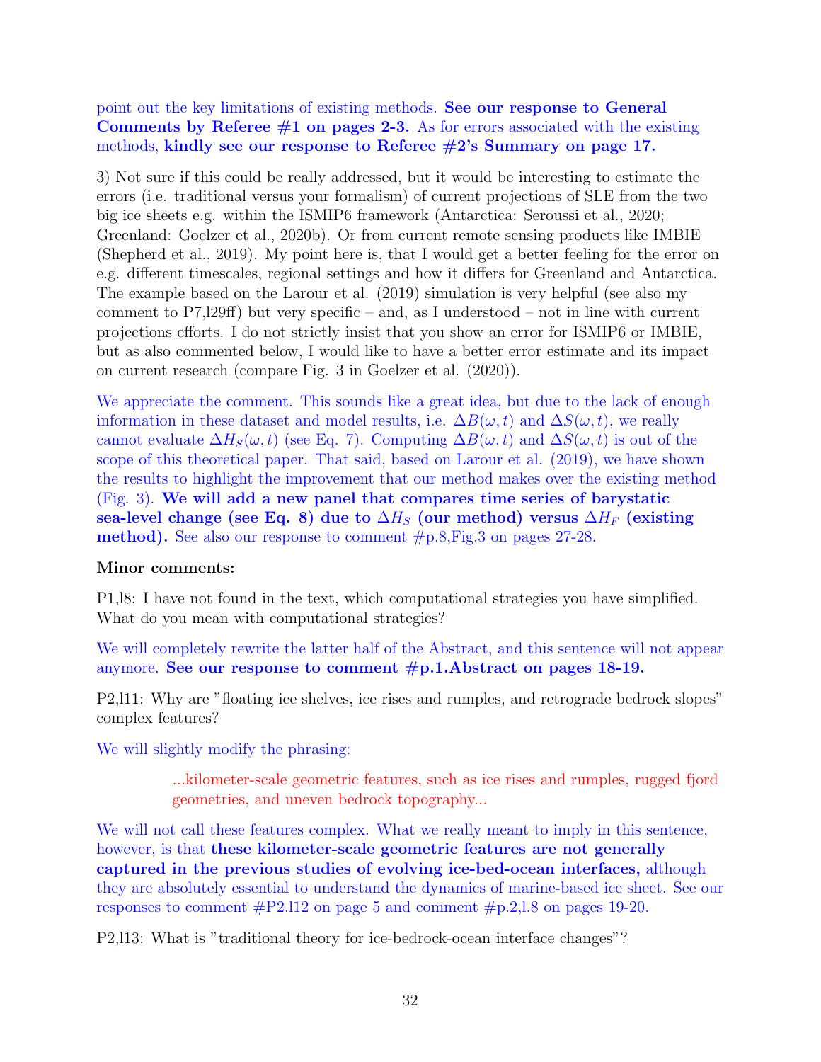point out the key limitations of existing methods. **See our response to General Comments by Referee #1 on pages 2-3.** As for errors associated with the existing methods, **kindly see our response to Referee #2's Summary on page 17.**

3) Not sure if this could be really addressed, but it would be interesting to estimate the errors (i.e. traditional versus your formalism) of current projections of SLE from the two big ice sheets e.g. within the ISMIP6 framework (Antarctica: Seroussi et al., 2020; Greenland: Goelzer et al., 2020b). Or from current remote sensing products like IMBIE (Shepherd et al., 2019). My point here is, that I would get a better feeling for the error on e.g. different timescales, regional settings and how it differs for Greenland and Antarctica. The example based on the Larour et al. (2019) simulation is very helpful (see also my comment to P7,l29ff) but very specific – and, as I understood – not in line with current projections efforts. I do not strictly insist that you show an error for ISMIP6 or IMBIE, but as also commented below, I would like to have a better error estimate and its impact on current research (compare Fig. 3 in Goelzer et al. (2020)).

We appreciate the comment. This sounds like a great idea, but due to the lack of enough information in these dataset and model results, i.e. $\Delta B(\omega, t)$ and $\Delta S(\omega, t)$, we really cannot evaluate $\Delta H_S(\omega, t)$ (see Eq. 7). Computing $\Delta B(\omega, t)$ and $\Delta S(\omega, t)$ is out of the scope of this theoretical paper. That said, based on Larour et al. (2019), we have shown the results to highlight the improvement that our method makes over the existing method (Fig. 3). **We will add a new panel that compares time series of barystatic sea-level change (see Eq. 8) due to $\Delta H_S$ (our method) versus $\Delta H_F$ (existing method).** See also our response to comment #p.8,Fig.3 on pages 27-28.

**Minor comments:**

P1,l8: I have not found in the text, which computational strategies you have simplified. What do you mean with computational strategies?

We will completely rewrite the latter half of the Abstract, and this sentence will not appear anymore. **See our response to comment #p.1.Abstract on pages 18-19.**

P2,l11: Why are "floating ice shelves, ice rises and rumples, and retrograde bedrock slopes" complex features?

We will slightly modify the phrasing:

> ...kilometer-scale geometric features, such as ice rises and rumples, rugged fjord geometries, and uneven bedrock topography...

We will not call these features complex. What we really meant to imply in this sentence, however, is that **these kilometer-scale geometric features are not generally captured in the previous studies of evolving ice-bed-ocean interfaces,** although they are absolutely essential to understand the dynamics of marine-based ice sheet. See our responses to comment #P2.l12 on page 5 and comment #p.2,l.8 on pages 19-20.

P2,l13: What is "traditional theory for ice-bedrock-ocean interface changes"?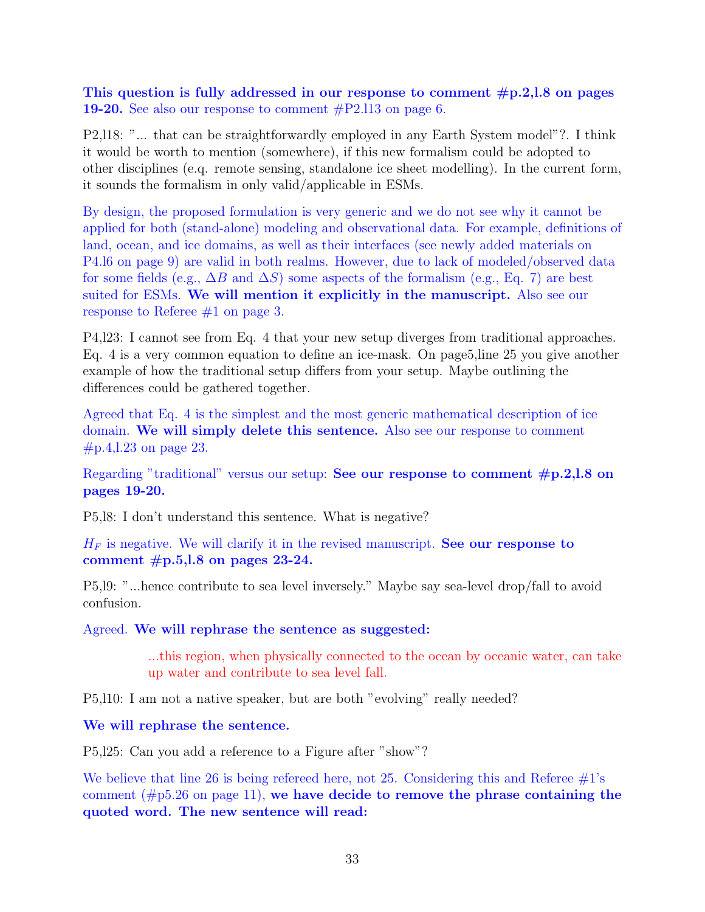**This question is fully addressed in our response to comment #p.2,l.8 on pages 19-20.** See also our response to comment #P2.l13 on page 6.

P2,l18: "... that can be straightforwardly employed in any Earth System model"?. I think it would be worth to mention (somewhere), if this new formalism could be adopted to other disciplines (e.g. remote sensing, standalone ice sheet modelling). In the current form, it sounds the formalism in only valid/applicable in ESMs.

By design, the proposed formulation is very generic and we do not see why it cannot be applied for both (stand-alone) modeling and observational data. For example, definitions of land, ocean, and ice domains, as well as their interfaces (see newly added materials on P4.l6 on page 9) are valid in both realms. However, due to lack of modeled/observed data for some fields (e.g., $\Delta B$ and $\Delta S$) some aspects of the formalism (e.g., Eq. 7) are best suited for ESMs. **We will mention it explicitly in the manuscript.** Also see our response to Referee #1 on page 3.

P4,l23: I cannot see from Eq. 4 that your new setup diverges from traditional approaches. Eq. 4 is a very common equation to define an ice-mask. On page5,line 25 you give another example of how the traditional setup differs from your setup. Maybe outlining the differences could be gathered together.

Agreed that Eq. 4 is the simplest and the most generic mathematical description of ice domain. **We will simply delete this sentence.** Also see our response to comment #p.4,l.23 on page 23.

Regarding "traditional" versus our setup: **See our response to comment #p.2,l.8 on pages 19-20.**

P5,l8: I don't understand this sentence. What is negative?

$H_F$ is negative. We will clarify it in the revised manuscript. **See our response to comment #p.5,l.8 on pages 23-24.**

P5,l9: "...hence contribute to sea level inversely." Maybe say sea-level drop/fall to avoid confusion.

Agreed. **We will rephrase the sentence as suggested:**

> ...this region, when physically connected to the ocean by oceanic water, can take up water and contribute to sea level fall.

P5,l10: I am not a native speaker, but are both "evolving" really needed?

**We will rephrase the sentence.**

P5,l25: Can you add a reference to a Figure after "show"?

We believe that line 26 is being refereed here, not 25. Considering this and Referee #1's comment (#p5.26 on page 11), **we have decide to remove the phrase containing the quoted word. The new sentence will read:**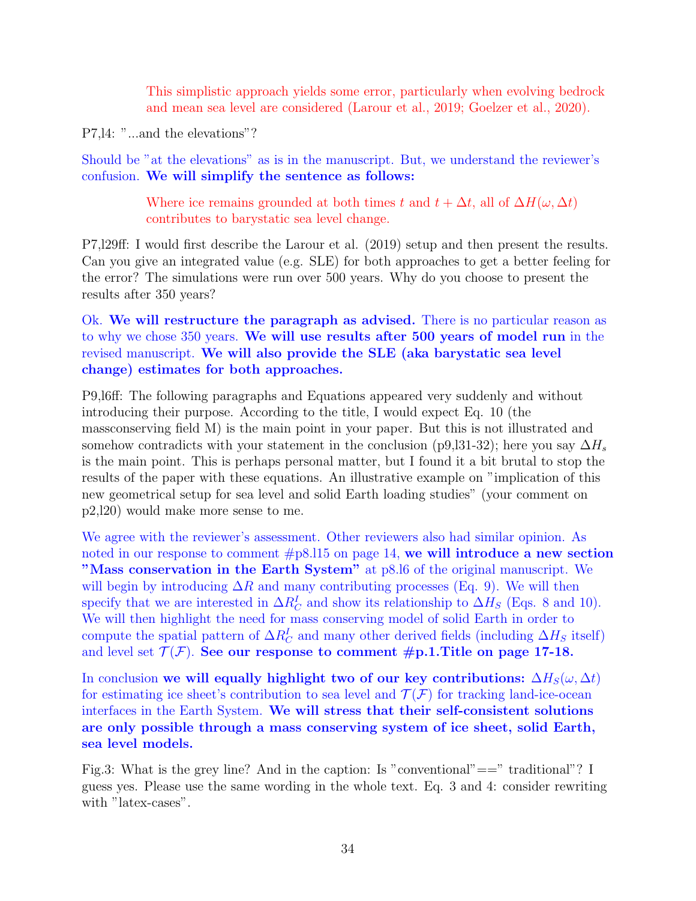> This simplistic approach yields some error, particularly when evolving bedrock and mean sea level are considered (Larour et al., 2019; Goelzer et al., 2020).

P7,l4: "...and the elevations"?

Should be "at the elevations" as is in the manuscript. But, we understand the reviewer's confusion. **We will simplify the sentence as follows:**

> Where ice remains grounded at both times $t$ and $t + \Delta t$, all of $\Delta H(\omega, \Delta t)$ contributes to barystatic sea level change.

P7,l29ff: I would first describe the Larour et al. (2019) setup and then present the results. Can you give an integrated value (e.g. SLE) for both approaches to get a better feeling for the error? The simulations were run over 500 years. Why do you choose to present the results after 350 years?

Ok. **We will restructure the paragraph as advised.** There is no particular reason as to why we chose 350 years. **We will use results after 500 years of model run** in the revised manuscript. **We will also provide the SLE (aka barystatic sea level change) estimates for both approaches.**

P9,l6ff: The following paragraphs and Equations appeared very suddenly and without introducing their purpose. According to the title, I would expect Eq. 10 (the massconserving field M) is the main point in your paper. But this is not illustrated and somehow contradicts with your statement in the conclusion (p9,l31-32); here you say $\Delta H_s$ is the main point. This is perhaps personal matter, but I found it a bit brutal to stop the results of the paper with these equations. An illustrative example on "implication of this new geometrical setup for sea level and solid Earth loading studies" (your comment on p2,l20) would make more sense to me.

We agree with the reviewer's assessment. Other reviewers also had similar opinion. As noted in our response to comment #p8.l15 on page 14, **we will introduce a new section "Mass conservation in the Earth System"** at p8.l6 of the original manuscript. We will begin by introducing $\Delta R$ and many contributing processes (Eq. 9). We will then specify that we are interested in $\Delta R_C^I$ and show its relationship to $\Delta H_S$ (Eqs. 8 and 10). We will then highlight the need for mass conserving model of solid Earth in order to compute the spatial pattern of $\Delta R_C^I$ and many other derived fields (including $\Delta H_S$ itself) and level set $\mathcal{T}(\mathcal{F})$. **See our response to comment #p.1.Title on page 17-18.**

In conclusion **we will equally highlight two of our key contributions:** $\Delta H_S(\omega, \Delta t)$ for estimating ice sheet's contribution to sea level and $\mathcal{T}(\mathcal{F})$ for tracking land-ice-ocean interfaces in the Earth System. **We will stress that their self-consistent solutions are only possible through a mass conserving system of ice sheet, solid Earth, sea level models.**

Fig.3: What is the grey line? And in the caption: Is "conventional"==" traditional"? I guess yes. Please use the same wording in the whole text. Eq. 3 and 4: consider rewriting with "latex-cases".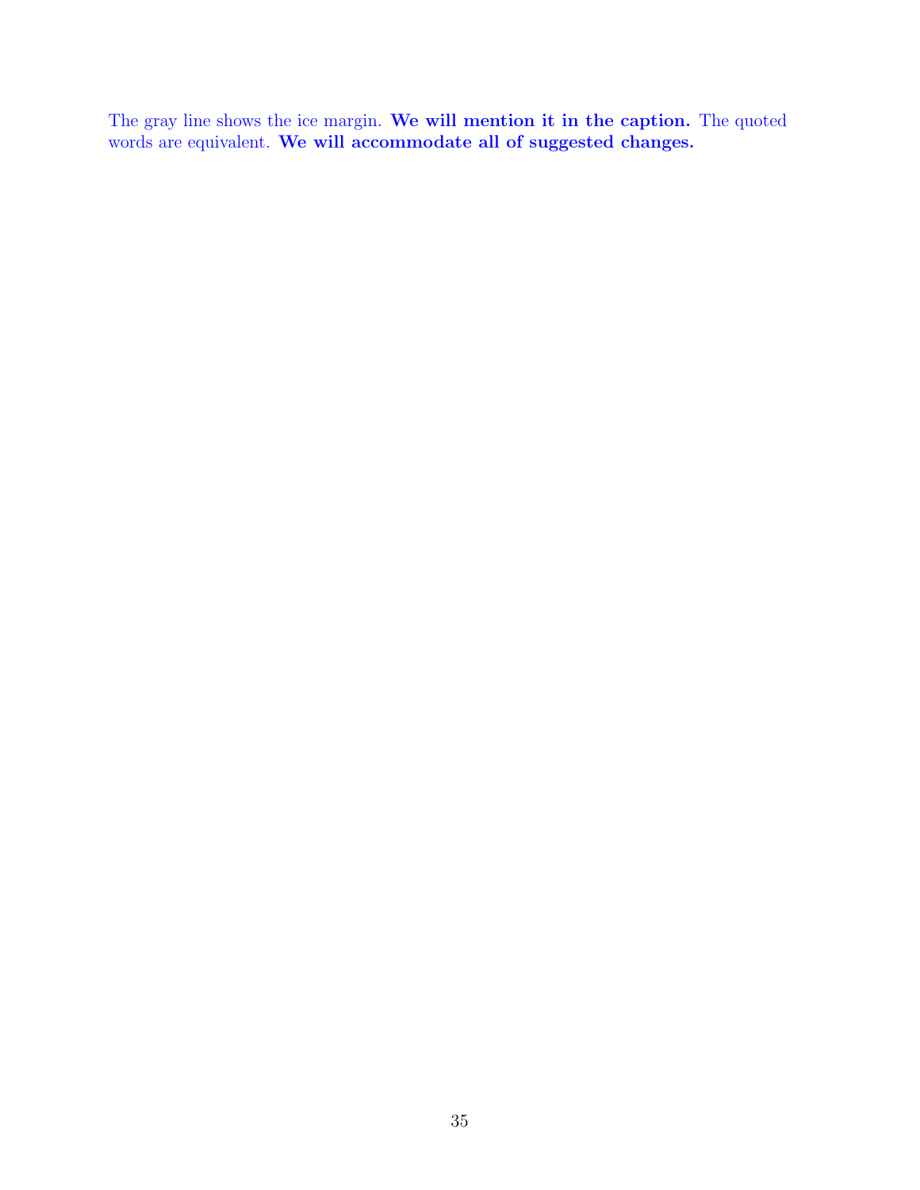The gray line shows the ice margin. **We will mention it in the caption.** The quoted words are equivalent. **We will accommodate all of suggested changes.**